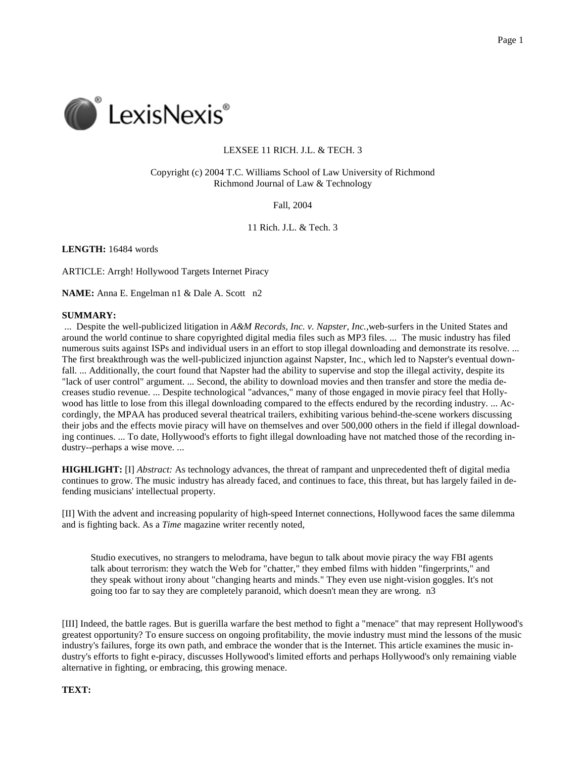LEXSEE 11 RICH. J.L. & TECH. 3

Copyright (c) 2004 T.C. Williams School of Law University of Richmond
Richmond Journal of Law & Technology

Fall, 2004

11 Rich. J.L. & Tech. 3

**LENGTH:** 16484 words

ARTICLE: Arrgh! Hollywood Targets Internet Piracy

**NAME:** Anna E. Engelman n1 & Dale A. Scott n2

**SUMMARY:**
... Despite the well-publicized litigation in *A&M Records, Inc. v. Napster, Inc.,*web-surfers in the United States and around the world continue to share copyrighted digital media files such as MP3 files. ... The music industry has filed numerous suits against ISPs and individual users in an effort to stop illegal downloading and demonstrate its resolve. ... The first breakthrough was the well-publicized injunction against Napster, Inc., which led to Napster's eventual downfall. ... Additionally, the court found that Napster had the ability to supervise and stop the illegal activity, despite its "lack of user control" argument. ... Second, the ability to download movies and then transfer and store the media decreases studio revenue. ... Despite technological "advances," many of those engaged in movie piracy feel that Hollywood has little to lose from this illegal downloading compared to the effects endured by the recording industry. ... Accordingly, the MPAA has produced several theatrical trailers, exhibiting various behind-the-scene workers discussing their jobs and the effects movie piracy will have on themselves and over 500,000 others in the field if illegal downloading continues. ... To date, Hollywood's efforts to fight illegal downloading have not matched those of the recording industry--perhaps a wise move. ...

**HIGHLIGHT:** [I] *Abstract:* As technology advances, the threat of rampant and unprecedented theft of digital media continues to grow. The music industry has already faced, and continues to face, this threat, but has largely failed in defending musicians' intellectual property.

[II] With the advent and increasing popularity of high-speed Internet connections, Hollywood faces the same dilemma and is fighting back. As a *Time* magazine writer recently noted,

> Studio executives, no strangers to melodrama, have begun to talk about movie piracy the way FBI agents talk about terrorism: they watch the Web for "chatter," they embed films with hidden "fingerprints," and they speak without irony about "changing hearts and minds." They even use night-vision goggles. It's not going too far to say they are completely paranoid, which doesn't mean they are wrong. n3

[III] Indeed, the battle rages. But is guerilla warfare the best method to fight a "menace" that may represent Hollywood's greatest opportunity? To ensure success on ongoing profitability, the movie industry must mind the lessons of the music industry's failures, forge its own path, and embrace the wonder that is the Internet. This article examines the music industry's efforts to fight e-piracy, discusses Hollywood's limited efforts and perhaps Hollywood's only remaining viable alternative in fighting, or embracing, this growing menace.

**TEXT:**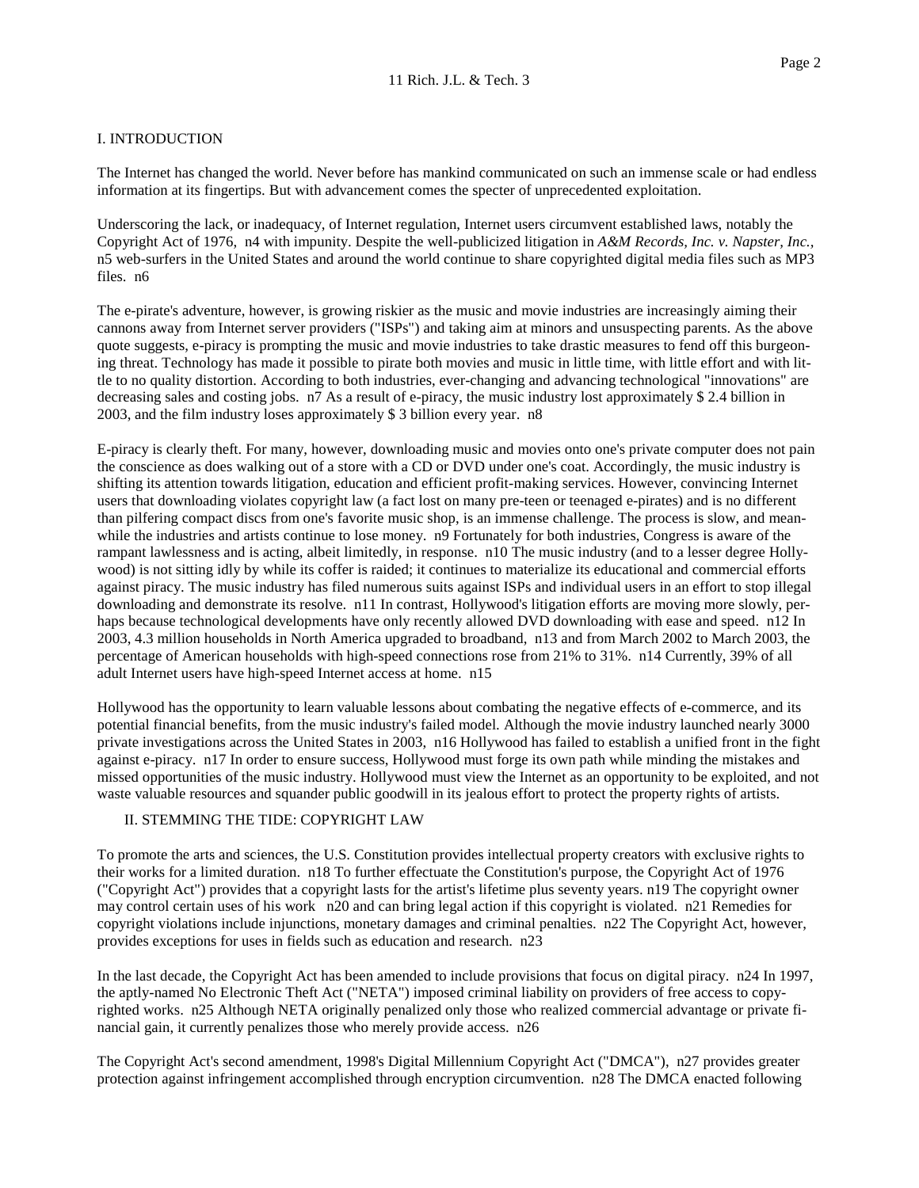## I. INTRODUCTION

The Internet has changed the world. Never before has mankind communicated on such an immense scale or had endless information at its fingertips. But with advancement comes the specter of unprecedented exploitation.

Underscoring the lack, or inadequacy, of Internet regulation, Internet users circumvent established laws, notably the Copyright Act of 1976, n4 with impunity. Despite the well-publicized litigation in *A&M Records, Inc. v. Napster, Inc.,* n5 web-surfers in the United States and around the world continue to share copyrighted digital media files such as MP3 files. n6

The e-pirate's adventure, however, is growing riskier as the music and movie industries are increasingly aiming their cannons away from Internet server providers ("ISPs") and taking aim at minors and unsuspecting parents. As the above quote suggests, e-piracy is prompting the music and movie industries to take drastic measures to fend off this burgeoning threat. Technology has made it possible to pirate both movies and music in little time, with little effort and with little to no quality distortion. According to both industries, ever-changing and advancing technological "innovations" are decreasing sales and costing jobs. n7 As a result of e-piracy, the music industry lost approximately $ 2.4 billion in 2003, and the film industry loses approximately $ 3 billion every year. n8

E-piracy is clearly theft. For many, however, downloading music and movies onto one's private computer does not pain the conscience as does walking out of a store with a CD or DVD under one's coat. Accordingly, the music industry is shifting its attention towards litigation, education and efficient profit-making services. However, convincing Internet users that downloading violates copyright law (a fact lost on many pre-teen or teenaged e-pirates) and is no different than pilfering compact discs from one's favorite music shop, is an immense challenge. The process is slow, and meanwhile the industries and artists continue to lose money. n9 Fortunately for both industries, Congress is aware of the rampant lawlessness and is acting, albeit limitedly, in response. n10 The music industry (and to a lesser degree Hollywood) is not sitting idly by while its coffer is raided; it continues to materialize its educational and commercial efforts against piracy. The music industry has filed numerous suits against ISPs and individual users in an effort to stop illegal downloading and demonstrate its resolve. n11 In contrast, Hollywood's litigation efforts are moving more slowly, perhaps because technological developments have only recently allowed DVD downloading with ease and speed. n12 In 2003, 4.3 million households in North America upgraded to broadband, n13 and from March 2002 to March 2003, the percentage of American households with high-speed connections rose from 21% to 31%. n14 Currently, 39% of all adult Internet users have high-speed Internet access at home. n15

Hollywood has the opportunity to learn valuable lessons about combating the negative effects of e-commerce, and its potential financial benefits, from the music industry's failed model. Although the movie industry launched nearly 3000 private investigations across the United States in 2003, n16 Hollywood has failed to establish a unified front in the fight against e-piracy. n17 In order to ensure success, Hollywood must forge its own path while minding the mistakes and missed opportunities of the music industry. Hollywood must view the Internet as an opportunity to be exploited, and not waste valuable resources and squander public goodwill in its jealous effort to protect the property rights of artists.

## II. STEMMING THE TIDE: COPYRIGHT LAW

To promote the arts and sciences, the U.S. Constitution provides intellectual property creators with exclusive rights to their works for a limited duration. n18 To further effectuate the Constitution's purpose, the Copyright Act of 1976 ("Copyright Act") provides that a copyright lasts for the artist's lifetime plus seventy years. n19 The copyright owner may control certain uses of his work n20 and can bring legal action if this copyright is violated. n21 Remedies for copyright violations include injunctions, monetary damages and criminal penalties. n22 The Copyright Act, however, provides exceptions for uses in fields such as education and research. n23

In the last decade, the Copyright Act has been amended to include provisions that focus on digital piracy. n24 In 1997, the aptly-named No Electronic Theft Act ("NETA") imposed criminal liability on providers of free access to copyrighted works. n25 Although NETA originally penalized only those who realized commercial advantage or private financial gain, it currently penalizes those who merely provide access. n26

The Copyright Act's second amendment, 1998's Digital Millennium Copyright Act ("DMCA"), n27 provides greater protection against infringement accomplished through encryption circumvention. n28 The DMCA enacted following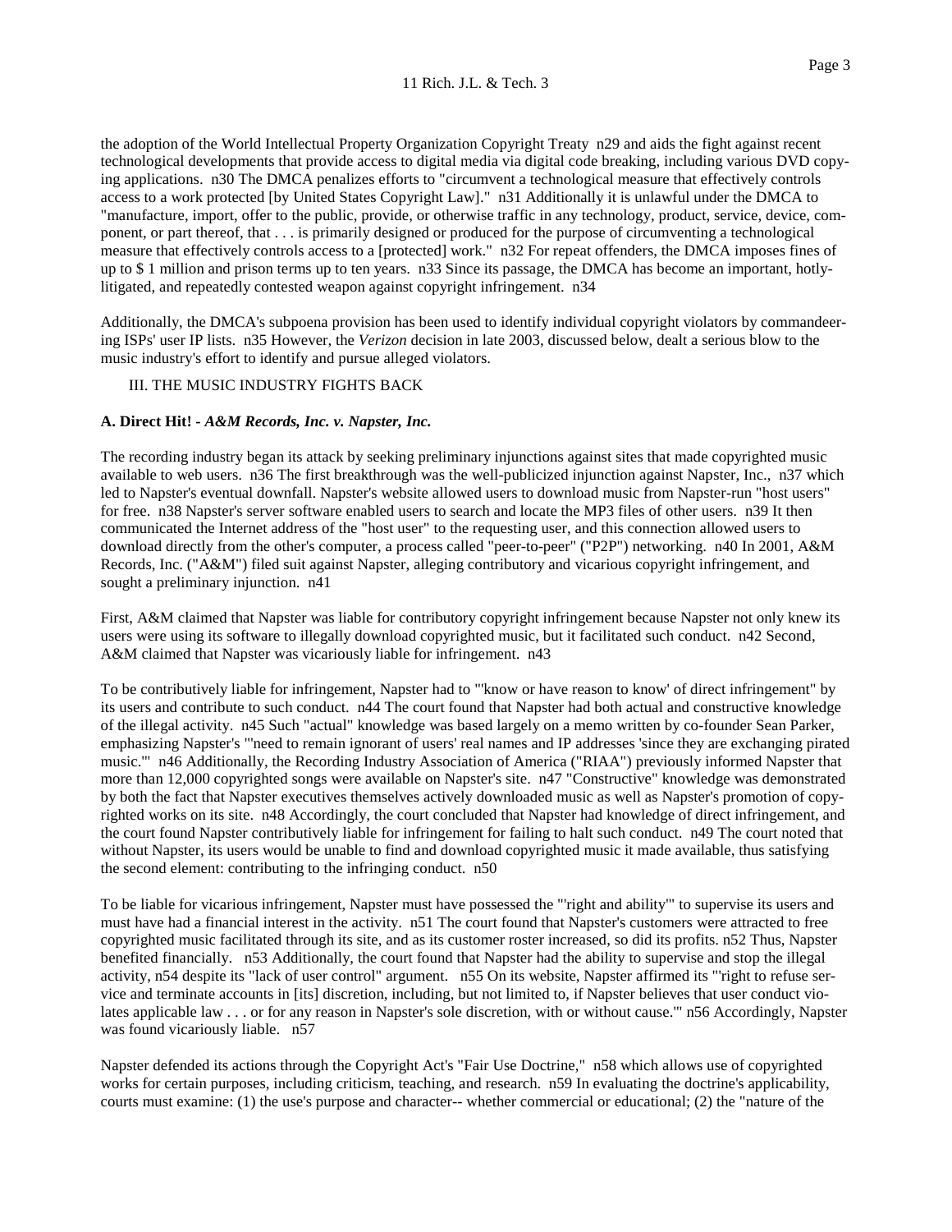the adoption of the World Intellectual Property Organization Copyright Treaty n29 and aids the fight against recent technological developments that provide access to digital media via digital code breaking, including various DVD copying applications. n30 The DMCA penalizes efforts to "circumvent a technological measure that effectively controls access to a work protected [by United States Copyright Law]." n31 Additionally it is unlawful under the DMCA to "manufacture, import, offer to the public, provide, or otherwise traffic in any technology, product, service, device, component, or part thereof, that . . . is primarily designed or produced for the purpose of circumventing a technological measure that effectively controls access to a [protected] work." n32 For repeat offenders, the DMCA imposes fines of up to $ 1 million and prison terms up to ten years. n33 Since its passage, the DMCA has become an important, hotly-litigated, and repeatedly contested weapon against copyright infringement. n34

Additionally, the DMCA's subpoena provision has been used to identify individual copyright violators by commandeering ISPs' user IP lists. n35 However, the *Verizon* decision in late 2003, discussed below, dealt a serious blow to the music industry's effort to identify and pursue alleged violators.

## III. THE MUSIC INDUSTRY FIGHTS BACK

### A. Direct Hit! - *A&M Records, Inc. v. Napster, Inc.*

The recording industry began its attack by seeking preliminary injunctions against sites that made copyrighted music available to web users. n36 The first breakthrough was the well-publicized injunction against Napster, Inc., n37 which led to Napster's eventual downfall. Napster's website allowed users to download music from Napster-run "host users" for free. n38 Napster's server software enabled users to search and locate the MP3 files of other users. n39 It then communicated the Internet address of the "host user" to the requesting user, and this connection allowed users to download directly from the other's computer, a process called "peer-to-peer" ("P2P") networking. n40 In 2001, A&M Records, Inc. ("A&M") filed suit against Napster, alleging contributory and vicarious copyright infringement, and sought a preliminary injunction. n41

First, A&M claimed that Napster was liable for contributory copyright infringement because Napster not only knew its users were using its software to illegally download copyrighted music, but it facilitated such conduct. n42 Second, A&M claimed that Napster was vicariously liable for infringement. n43

To be contributively liable for infringement, Napster had to "'know or have reason to know' of direct infringement" by its users and contribute to such conduct. n44 The court found that Napster had both actual and constructive knowledge of the illegal activity. n45 Such "actual" knowledge was based largely on a memo written by co-founder Sean Parker, emphasizing Napster's "'need to remain ignorant of users' real names and IP addresses 'since they are exchanging pirated music.'" n46 Additionally, the Recording Industry Association of America ("RIAA") previously informed Napster that more than 12,000 copyrighted songs were available on Napster's site. n47 "Constructive" knowledge was demonstrated by both the fact that Napster executives themselves actively downloaded music as well as Napster's promotion of copyrighted works on its site. n48 Accordingly, the court concluded that Napster had knowledge of direct infringement, and the court found Napster contributively liable for infringement for failing to halt such conduct. n49 The court noted that without Napster, its users would be unable to find and download copyrighted music it made available, thus satisfying the second element: contributing to the infringing conduct. n50

To be liable for vicarious infringement, Napster must have possessed the "'right and ability'" to supervise its users and must have had a financial interest in the activity. n51 The court found that Napster's customers were attracted to free copyrighted music facilitated through its site, and as its customer roster increased, so did its profits. n52 Thus, Napster benefited financially. n53 Additionally, the court found that Napster had the ability to supervise and stop the illegal activity, n54 despite its "lack of user control" argument. n55 On its website, Napster affirmed its "'right to refuse service and terminate accounts in [its] discretion, including, but not limited to, if Napster believes that user conduct violates applicable law . . . or for any reason in Napster's sole discretion, with or without cause.'" n56 Accordingly, Napster was found vicariously liable. n57

Napster defended its actions through the Copyright Act's "Fair Use Doctrine," n58 which allows use of copyrighted works for certain purposes, including criticism, teaching, and research. n59 In evaluating the doctrine's applicability, courts must examine: (1) the use's purpose and character-- whether commercial or educational; (2) the "nature of the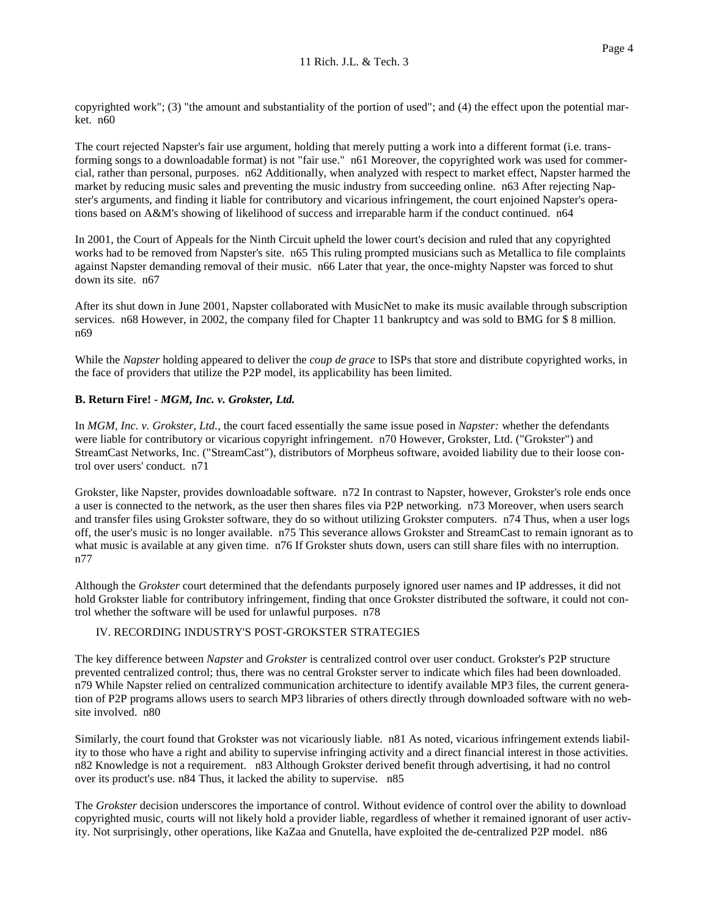copyrighted work"; (3) "the amount and substantiality of the portion of used"; and (4) the effect upon the potential market. n60

The court rejected Napster's fair use argument, holding that merely putting a work into a different format (i.e. transforming songs to a downloadable format) is not "fair use." n61 Moreover, the copyrighted work was used for commercial, rather than personal, purposes. n62 Additionally, when analyzed with respect to market effect, Napster harmed the market by reducing music sales and preventing the music industry from succeeding online. n63 After rejecting Napster's arguments, and finding it liable for contributory and vicarious infringement, the court enjoined Napster's operations based on A&M's showing of likelihood of success and irreparable harm if the conduct continued. n64

In 2001, the Court of Appeals for the Ninth Circuit upheld the lower court's decision and ruled that any copyrighted works had to be removed from Napster's site. n65 This ruling prompted musicians such as Metallica to file complaints against Napster demanding removal of their music. n66 Later that year, the once-mighty Napster was forced to shut down its site. n67

After its shut down in June 2001, Napster collaborated with MusicNet to make its music available through subscription services. n68 However, in 2002, the company filed for Chapter 11 bankruptcy and was sold to BMG for $ 8 million. n69

While the *Napster* holding appeared to deliver the *coup de grace* to ISPs that store and distribute copyrighted works, in the face of providers that utilize the P2P model, its applicability has been limited.

**B. Return Fire! - *MGM, Inc. v. Grokster, Ltd.***

In *MGM, Inc. v. Grokster, Ltd.*, the court faced essentially the same issue posed in *Napster:* whether the defendants were liable for contributory or vicarious copyright infringement. n70 However, Grokster, Ltd. ("Grokster") and StreamCast Networks, Inc. ("StreamCast"), distributors of Morpheus software, avoided liability due to their loose control over users' conduct. n71

Grokster, like Napster, provides downloadable software. n72 In contrast to Napster, however, Grokster's role ends once a user is connected to the network, as the user then shares files via P2P networking. n73 Moreover, when users search and transfer files using Grokster software, they do so without utilizing Grokster computers. n74 Thus, when a user logs off, the user's music is no longer available. n75 This severance allows Grokster and StreamCast to remain ignorant as to what music is available at any given time. n76 If Grokster shuts down, users can still share files with no interruption. n77

Although the *Grokster* court determined that the defendants purposely ignored user names and IP addresses, it did not hold Grokster liable for contributory infringement, finding that once Grokster distributed the software, it could not control whether the software will be used for unlawful purposes. n78

IV. RECORDING INDUSTRY'S POST-GROKSTER STRATEGIES

The key difference between *Napster* and *Grokster* is centralized control over user conduct. Grokster's P2P structure prevented centralized control; thus, there was no central Grokster server to indicate which files had been downloaded. n79 While Napster relied on centralized communication architecture to identify available MP3 files, the current generation of P2P programs allows users to search MP3 libraries of others directly through downloaded software with no website involved. n80

Similarly, the court found that Grokster was not vicariously liable. n81 As noted, vicarious infringement extends liability to those who have a right and ability to supervise infringing activity and a direct financial interest in those activities. n82 Knowledge is not a requirement. n83 Although Grokster derived benefit through advertising, it had no control over its product's use. n84 Thus, it lacked the ability to supervise. n85

The *Grokster* decision underscores the importance of control. Without evidence of control over the ability to download copyrighted music, courts will not likely hold a provider liable, regardless of whether it remained ignorant of user activity. Not surprisingly, other operations, like KaZaa and Gnutella, have exploited the de-centralized P2P model. n86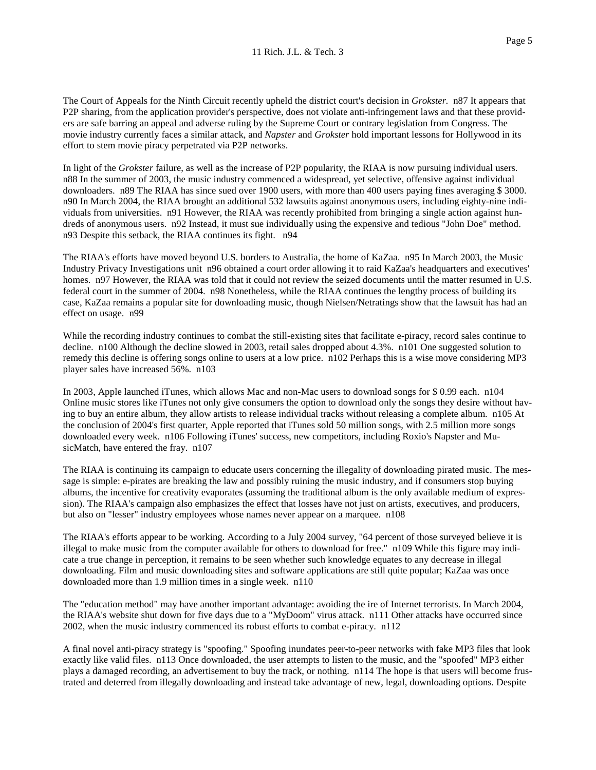The Court of Appeals for the Ninth Circuit recently upheld the district court's decision in *Grokster.* n87 It appears that P2P sharing, from the application provider's perspective, does not violate anti-infringement laws and that these providers are safe barring an appeal and adverse ruling by the Supreme Court or contrary legislation from Congress. The movie industry currently faces a similar attack, and *Napster* and *Grokster* hold important lessons for Hollywood in its effort to stem movie piracy perpetrated via P2P networks.

In light of the *Grokster* failure, as well as the increase of P2P popularity, the RIAA is now pursuing individual users. n88 In the summer of 2003, the music industry commenced a widespread, yet selective, offensive against individual downloaders. n89 The RIAA has since sued over 1900 users, with more than 400 users paying fines averaging $ 3000. n90 In March 2004, the RIAA brought an additional 532 lawsuits against anonymous users, including eighty-nine individuals from universities. n91 However, the RIAA was recently prohibited from bringing a single action against hundreds of anonymous users. n92 Instead, it must sue individually using the expensive and tedious "John Doe" method. n93 Despite this setback, the RIAA continues its fight. n94

The RIAA's efforts have moved beyond U.S. borders to Australia, the home of KaZaa. n95 In March 2003, the Music Industry Privacy Investigations unit n96 obtained a court order allowing it to raid KaZaa's headquarters and executives' homes. n97 However, the RIAA was told that it could not review the seized documents until the matter resumed in U.S. federal court in the summer of 2004. n98 Nonetheless, while the RIAA continues the lengthy process of building its case, KaZaa remains a popular site for downloading music, though Nielsen/Netratings show that the lawsuit has had an effect on usage. n99

While the recording industry continues to combat the still-existing sites that facilitate e-piracy, record sales continue to decline. n100 Although the decline slowed in 2003, retail sales dropped about 4.3%. n101 One suggested solution to remedy this decline is offering songs online to users at a low price. n102 Perhaps this is a wise move considering MP3 player sales have increased 56%. n103

In 2003, Apple launched iTunes, which allows Mac and non-Mac users to download songs for $ 0.99 each. n104 Online music stores like iTunes not only give consumers the option to download only the songs they desire without having to buy an entire album, they allow artists to release individual tracks without releasing a complete album. n105 At the conclusion of 2004's first quarter, Apple reported that iTunes sold 50 million songs, with 2.5 million more songs downloaded every week. n106 Following iTunes' success, new competitors, including Roxio's Napster and MusicMatch, have entered the fray. n107

The RIAA is continuing its campaign to educate users concerning the illegality of downloading pirated music. The message is simple: e-pirates are breaking the law and possibly ruining the music industry, and if consumers stop buying albums, the incentive for creativity evaporates (assuming the traditional album is the only available medium of expression). The RIAA's campaign also emphasizes the effect that losses have not just on artists, executives, and producers, but also on "lesser" industry employees whose names never appear on a marquee. n108

The RIAA's efforts appear to be working. According to a July 2004 survey, "64 percent of those surveyed believe it is illegal to make music from the computer available for others to download for free." n109 While this figure may indicate a true change in perception, it remains to be seen whether such knowledge equates to any decrease in illegal downloading. Film and music downloading sites and software applications are still quite popular; KaZaa was once downloaded more than 1.9 million times in a single week. n110

The "education method" may have another important advantage: avoiding the ire of Internet terrorists. In March 2004, the RIAA's website shut down for five days due to a "MyDoom" virus attack. n111 Other attacks have occurred since 2002, when the music industry commenced its robust efforts to combat e-piracy. n112

A final novel anti-piracy strategy is "spoofing." Spoofing inundates peer-to-peer networks with fake MP3 files that look exactly like valid files. n113 Once downloaded, the user attempts to listen to the music, and the "spoofed" MP3 either plays a damaged recording, an advertisement to buy the track, or nothing. n114 The hope is that users will become frustrated and deterred from illegally downloading and instead take advantage of new, legal, downloading options. Despite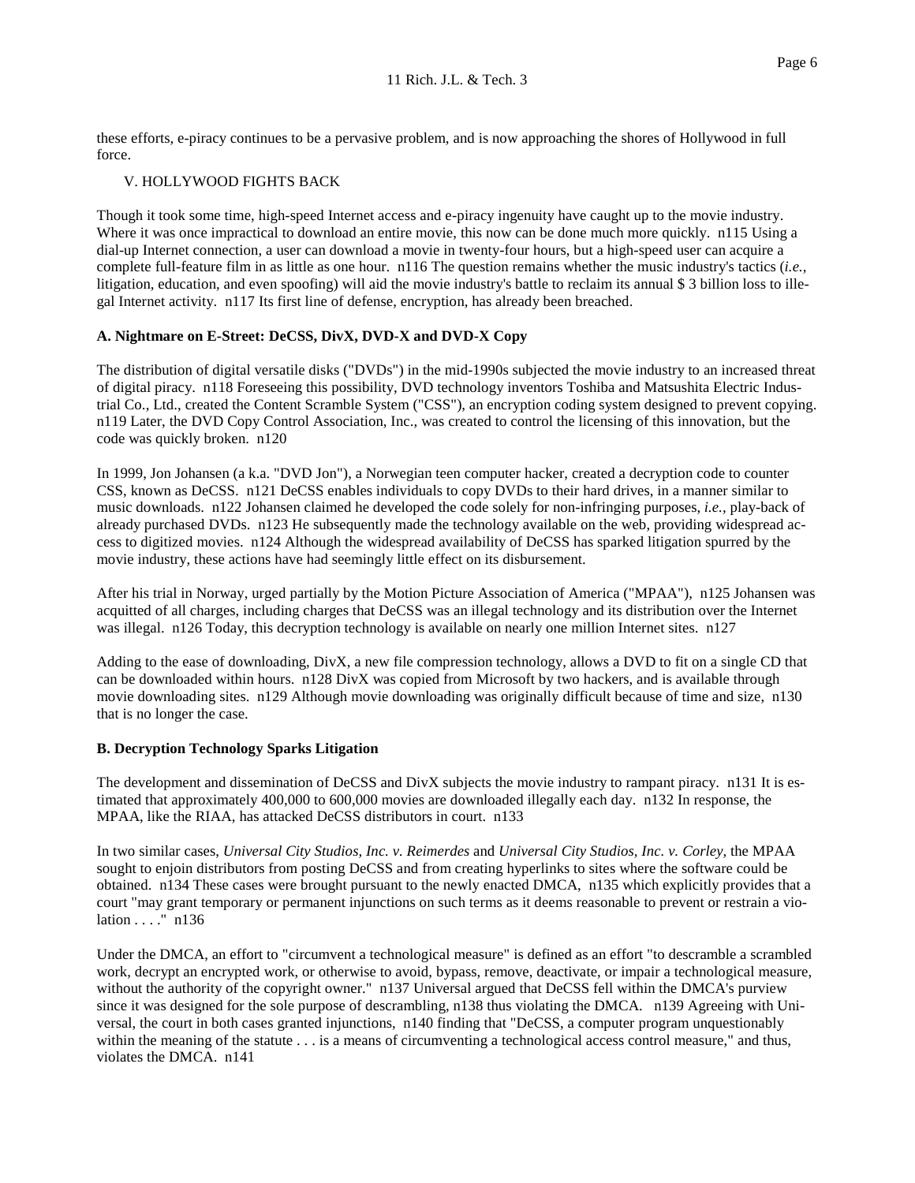these efforts, e-piracy continues to be a pervasive problem, and is now approaching the shores of Hollywood in full force.

V. HOLLYWOOD FIGHTS BACK

Though it took some time, high-speed Internet access and e-piracy ingenuity have caught up to the movie industry. Where it was once impractical to download an entire movie, this now can be done much more quickly. n115 Using a dial-up Internet connection, a user can download a movie in twenty-four hours, but a high-speed user can acquire a complete full-feature film in as little as one hour. n116 The question remains whether the music industry's tactics (*i.e.,* litigation, education, and even spoofing) will aid the movie industry's battle to reclaim its annual $ 3 billion loss to illegal Internet activity. n117 Its first line of defense, encryption, has already been breached.

**A. Nightmare on E-Street: DeCSS, DivX, DVD-X and DVD-X Copy**

The distribution of digital versatile disks ("DVDs") in the mid-1990s subjected the movie industry to an increased threat of digital piracy. n118 Foreseeing this possibility, DVD technology inventors Toshiba and Matsushita Electric Industrial Co., Ltd., created the Content Scramble System ("CSS"), an encryption coding system designed to prevent copying. n119 Later, the DVD Copy Control Association, Inc., was created to control the licensing of this innovation, but the code was quickly broken. n120

In 1999, Jon Johansen (a k.a. "DVD Jon"), a Norwegian teen computer hacker, created a decryption code to counter CSS, known as DeCSS. n121 DeCSS enables individuals to copy DVDs to their hard drives, in a manner similar to music downloads. n122 Johansen claimed he developed the code solely for non-infringing purposes, *i.e.,* play-back of already purchased DVDs. n123 He subsequently made the technology available on the web, providing widespread access to digitized movies. n124 Although the widespread availability of DeCSS has sparked litigation spurred by the movie industry, these actions have had seemingly little effect on its disbursement.

After his trial in Norway, urged partially by the Motion Picture Association of America ("MPAA"), n125 Johansen was acquitted of all charges, including charges that DeCSS was an illegal technology and its distribution over the Internet was illegal. n126 Today, this decryption technology is available on nearly one million Internet sites. n127

Adding to the ease of downloading, DivX, a new file compression technology, allows a DVD to fit on a single CD that can be downloaded within hours. n128 DivX was copied from Microsoft by two hackers, and is available through movie downloading sites. n129 Although movie downloading was originally difficult because of time and size, n130 that is no longer the case.

**B. Decryption Technology Sparks Litigation**

The development and dissemination of DeCSS and DivX subjects the movie industry to rampant piracy. n131 It is estimated that approximately 400,000 to 600,000 movies are downloaded illegally each day. n132 In response, the MPAA, like the RIAA, has attacked DeCSS distributors in court. n133

In two similar cases, *Universal City Studios, Inc. v. Reimerdes* and *Universal City Studios, Inc. v. Corley,* the MPAA sought to enjoin distributors from posting DeCSS and from creating hyperlinks to sites where the software could be obtained. n134 These cases were brought pursuant to the newly enacted DMCA, n135 which explicitly provides that a court "may grant temporary or permanent injunctions on such terms as it deems reasonable to prevent or restrain a violation . . . ." n136

Under the DMCA, an effort to "circumvent a technological measure" is defined as an effort "to descramble a scrambled work, decrypt an encrypted work, or otherwise to avoid, bypass, remove, deactivate, or impair a technological measure, without the authority of the copyright owner." n137 Universal argued that DeCSS fell within the DMCA's purview since it was designed for the sole purpose of descrambling, n138 thus violating the DMCA. n139 Agreeing with Universal, the court in both cases granted injunctions, n140 finding that "DeCSS, a computer program unquestionably within the meaning of the statute . . . is a means of circumventing a technological access control measure," and thus, violates the DMCA. n141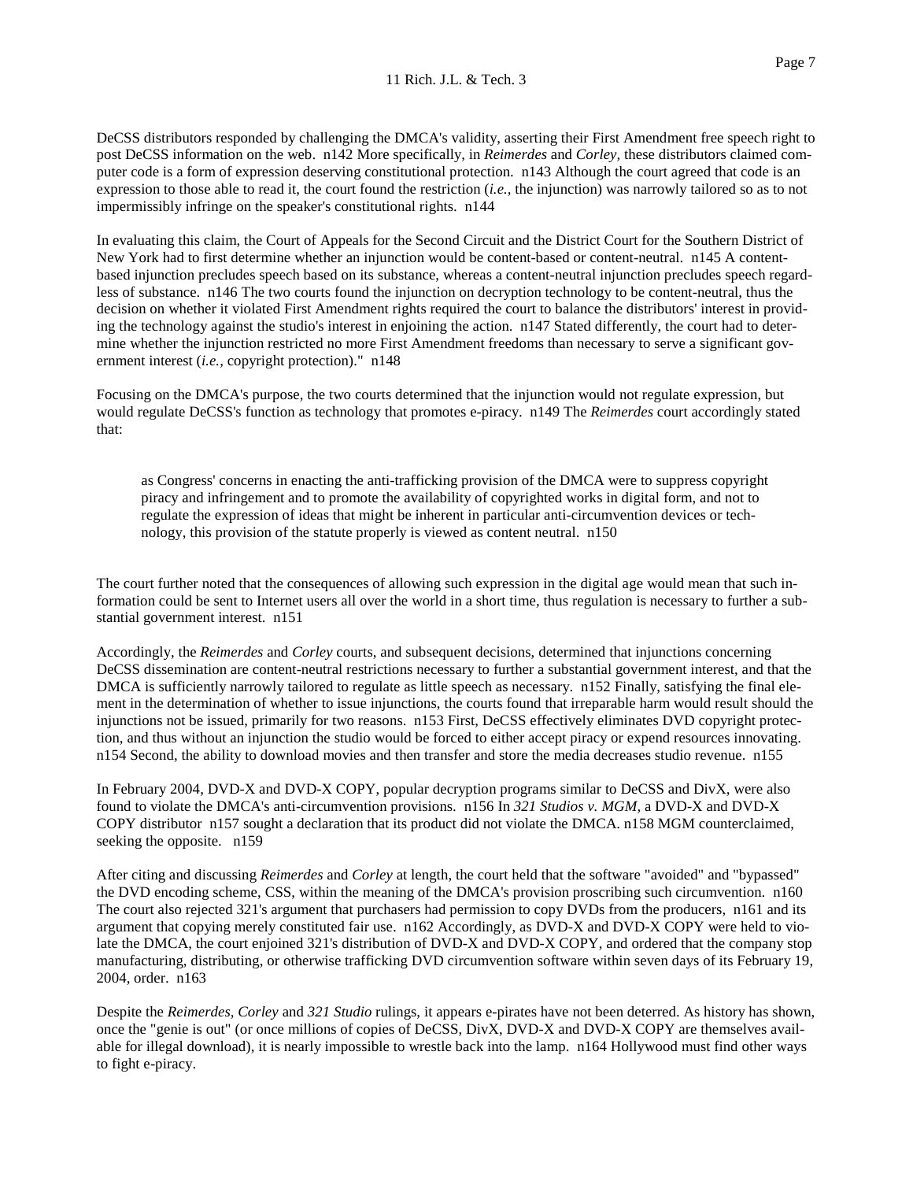DeCSS distributors responded by challenging the DMCA's validity, asserting their First Amendment free speech right to post DeCSS information on the web. n142 More specifically, in *Reimerdes* and *Corley*, these distributors claimed computer code is a form of expression deserving constitutional protection. n143 Although the court agreed that code is an expression to those able to read it, the court found the restriction (*i.e.*, the injunction) was narrowly tailored so as to not impermissibly infringe on the speaker's constitutional rights. n144

In evaluating this claim, the Court of Appeals for the Second Circuit and the District Court for the Southern District of New York had to first determine whether an injunction would be content-based or content-neutral. n145 A content-based injunction precludes speech based on its substance, whereas a content-neutral injunction precludes speech regardless of substance. n146 The two courts found the injunction on decryption technology to be content-neutral, thus the decision on whether it violated First Amendment rights required the court to balance the distributors' interest in providing the technology against the studio's interest in enjoining the action. n147 Stated differently, the court had to determine whether the injunction restricted no more First Amendment freedoms than necessary to serve a significant government interest (*i.e.*, copyright protection)." n148

Focusing on the DMCA's purpose, the two courts determined that the injunction would not regulate expression, but would regulate DeCSS's function as technology that promotes e-piracy. n149 The *Reimerdes* court accordingly stated that:

> as Congress' concerns in enacting the anti-trafficking provision of the DMCA were to suppress copyright piracy and infringement and to promote the availability of copyrighted works in digital form, and not to regulate the expression of ideas that might be inherent in particular anti-circumvention devices or technology, this provision of the statute properly is viewed as content neutral. n150

The court further noted that the consequences of allowing such expression in the digital age would mean that such information could be sent to Internet users all over the world in a short time, thus regulation is necessary to further a substantial government interest. n151

Accordingly, the *Reimerdes* and *Corley* courts, and subsequent decisions, determined that injunctions concerning DeCSS dissemination are content-neutral restrictions necessary to further a substantial government interest, and that the DMCA is sufficiently narrowly tailored to regulate as little speech as necessary. n152 Finally, satisfying the final element in the determination of whether to issue injunctions, the courts found that irreparable harm would result should the injunctions not be issued, primarily for two reasons. n153 First, DeCSS effectively eliminates DVD copyright protection, and thus without an injunction the studio would be forced to either accept piracy or expend resources innovating. n154 Second, the ability to download movies and then transfer and store the media decreases studio revenue. n155

In February 2004, DVD-X and DVD-X COPY, popular decryption programs similar to DeCSS and DivX, were also found to violate the DMCA's anti-circumvention provisions. n156 In *321 Studios v. MGM*, a DVD-X and DVD-X COPY distributor n157 sought a declaration that its product did not violate the DMCA. n158 MGM counterclaimed, seeking the opposite. n159

After citing and discussing *Reimerdes* and *Corley* at length, the court held that the software "avoided" and "bypassed" the DVD encoding scheme, CSS, within the meaning of the DMCA's provision proscribing such circumvention. n160 The court also rejected 321's argument that purchasers had permission to copy DVDs from the producers, n161 and its argument that copying merely constituted fair use. n162 Accordingly, as DVD-X and DVD-X COPY were held to violate the DMCA, the court enjoined 321's distribution of DVD-X and DVD-X COPY, and ordered that the company stop manufacturing, distributing, or otherwise trafficking DVD circumvention software within seven days of its February 19, 2004, order. n163

Despite the *Reimerdes*, *Corley* and *321 Studio* rulings, it appears e-pirates have not been deterred. As history has shown, once the "genie is out" (or once millions of copies of DeCSS, DivX, DVD-X and DVD-X COPY are themselves available for illegal download), it is nearly impossible to wrestle back into the lamp. n164 Hollywood must find other ways to fight e-piracy.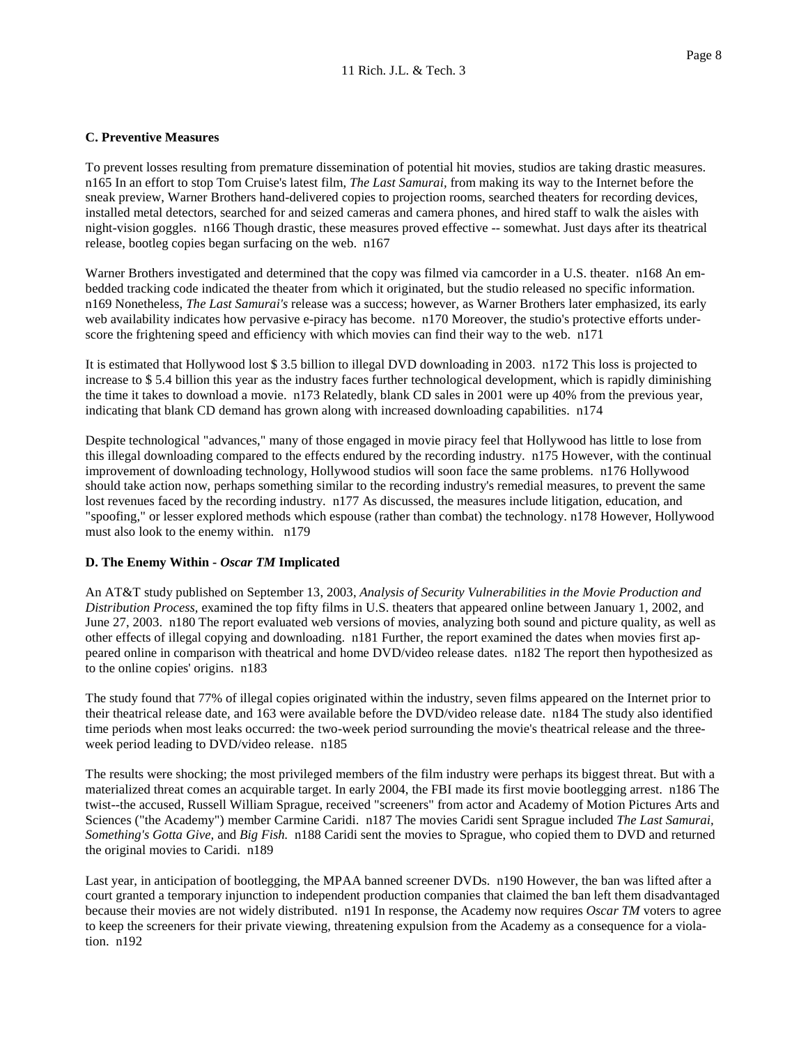### C. Preventive Measures

To prevent losses resulting from premature dissemination of potential hit movies, studios are taking drastic measures. n165 In an effort to stop Tom Cruise's latest film, *The Last Samurai,* from making its way to the Internet before the sneak preview, Warner Brothers hand-delivered copies to projection rooms, searched theaters for recording devices, installed metal detectors, searched for and seized cameras and camera phones, and hired staff to walk the aisles with night-vision goggles. n166 Though drastic, these measures proved effective -- somewhat. Just days after its theatrical release, bootleg copies began surfacing on the web. n167

Warner Brothers investigated and determined that the copy was filmed via camcorder in a U.S. theater. n168 An embedded tracking code indicated the theater from which it originated, but the studio released no specific information. n169 Nonetheless, *The Last Samurai's* release was a success; however, as Warner Brothers later emphasized, its early web availability indicates how pervasive e-piracy has become. n170 Moreover, the studio's protective efforts underscore the frightening speed and efficiency with which movies can find their way to the web. n171

It is estimated that Hollywood lost $ 3.5 billion to illegal DVD downloading in 2003. n172 This loss is projected to increase to $ 5.4 billion this year as the industry faces further technological development, which is rapidly diminishing the time it takes to download a movie. n173 Relatedly, blank CD sales in 2001 were up 40% from the previous year, indicating that blank CD demand has grown along with increased downloading capabilities. n174

Despite technological "advances," many of those engaged in movie piracy feel that Hollywood has little to lose from this illegal downloading compared to the effects endured by the recording industry. n175 However, with the continual improvement of downloading technology, Hollywood studios will soon face the same problems. n176 Hollywood should take action now, perhaps something similar to the recording industry's remedial measures, to prevent the same lost revenues faced by the recording industry. n177 As discussed, the measures include litigation, education, and "spoofing," or lesser explored methods which espouse (rather than combat) the technology. n178 However, Hollywood must also look to the enemy within. n179

### D. The Enemy Within - *Oscar TM* Implicated

An AT&T study published on September 13, 2003, *Analysis of Security Vulnerabilities in the Movie Production and Distribution Process,* examined the top fifty films in U.S. theaters that appeared online between January 1, 2002, and June 27, 2003. n180 The report evaluated web versions of movies, analyzing both sound and picture quality, as well as other effects of illegal copying and downloading. n181 Further, the report examined the dates when movies first appeared online in comparison with theatrical and home DVD/video release dates. n182 The report then hypothesized as to the online copies' origins. n183

The study found that 77% of illegal copies originated within the industry, seven films appeared on the Internet prior to their theatrical release date, and 163 were available before the DVD/video release date. n184 The study also identified time periods when most leaks occurred: the two-week period surrounding the movie's theatrical release and the three-week period leading to DVD/video release. n185

The results were shocking; the most privileged members of the film industry were perhaps its biggest threat. But with a materialized threat comes an acquirable target. In early 2004, the FBI made its first movie bootlegging arrest. n186 The twist--the accused, Russell William Sprague, received "screeners" from actor and Academy of Motion Pictures Arts and Sciences ("the Academy") member Carmine Caridi. n187 The movies Caridi sent Sprague included *The Last Samurai, Something's Gotta Give,* and *Big Fish.* n188 Caridi sent the movies to Sprague, who copied them to DVD and returned the original movies to Caridi. n189

Last year, in anticipation of bootlegging, the MPAA banned screener DVDs. n190 However, the ban was lifted after a court granted a temporary injunction to independent production companies that claimed the ban left them disadvantaged because their movies are not widely distributed. n191 In response, the Academy now requires *Oscar TM* voters to agree to keep the screeners for their private viewing, threatening expulsion from the Academy as a consequence for a violation. n192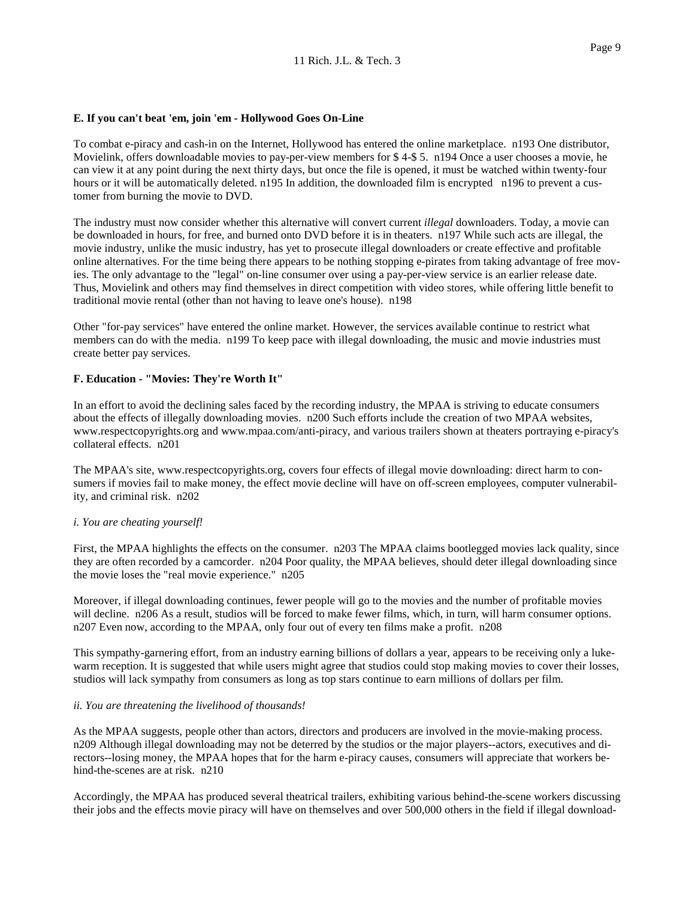**E. If you can't beat 'em, join 'em - Hollywood Goes On-Line**

To combat e-piracy and cash-in on the Internet, Hollywood has entered the online marketplace. n193 One distributor, Movielink, offers downloadable movies to pay-per-view members for $ 4-$ 5. n194 Once a user chooses a movie, he can view it at any point during the next thirty days, but once the file is opened, it must be watched within twenty-four hours or it will be automatically deleted. n195 In addition, the downloaded film is encrypted n196 to prevent a customer from burning the movie to DVD.

The industry must now consider whether this alternative will convert current *illegal* downloaders. Today, a movie can be downloaded in hours, for free, and burned onto DVD before it is in theaters. n197 While such acts are illegal, the movie industry, unlike the music industry, has yet to prosecute illegal downloaders or create effective and profitable online alternatives. For the time being there appears to be nothing stopping e-pirates from taking advantage of free movies. The only advantage to the "legal" on-line consumer over using a pay-per-view service is an earlier release date. Thus, Movielink and others may find themselves in direct competition with video stores, while offering little benefit to traditional movie rental (other than not having to leave one's house). n198

Other "for-pay services" have entered the online market. However, the services available continue to restrict what members can do with the media. n199 To keep pace with illegal downloading, the music and movie industries must create better pay services.

**F. Education - "Movies: They're Worth It"**

In an effort to avoid the declining sales faced by the recording industry, the MPAA is striving to educate consumers about the effects of illegally downloading movies. n200 Such efforts include the creation of two MPAA websites, www.respectcopyrights.org and www.mpaa.com/anti-piracy, and various trailers shown at theaters portraying e-piracy's collateral effects. n201

The MPAA's site, www.respectcopyrights.org, covers four effects of illegal movie downloading: direct harm to consumers if movies fail to make money, the effect movie decline will have on off-screen employees, computer vulnerability, and criminal risk. n202

*i. You are cheating yourself!*

First, the MPAA highlights the effects on the consumer. n203 The MPAA claims bootlegged movies lack quality, since they are often recorded by a camcorder. n204 Poor quality, the MPAA believes, should deter illegal downloading since the movie loses the "real movie experience." n205

Moreover, if illegal downloading continues, fewer people will go to the movies and the number of profitable movies will decline. n206 As a result, studios will be forced to make fewer films, which, in turn, will harm consumer options. n207 Even now, according to the MPAA, only four out of every ten films make a profit. n208

This sympathy-garnering effort, from an industry earning billions of dollars a year, appears to be receiving only a lukewarm reception. It is suggested that while users might agree that studios could stop making movies to cover their losses, studios will lack sympathy from consumers as long as top stars continue to earn millions of dollars per film.

*ii. You are threatening the livelihood of thousands!*

As the MPAA suggests, people other than actors, directors and producers are involved in the movie-making process. n209 Although illegal downloading may not be deterred by the studios or the major players--actors, executives and directors--losing money, the MPAA hopes that for the harm e-piracy causes, consumers will appreciate that workers behind-the-scenes are at risk. n210

Accordingly, the MPAA has produced several theatrical trailers, exhibiting various behind-the-scene workers discussing their jobs and the effects movie piracy will have on themselves and over 500,000 others in the field if illegal download-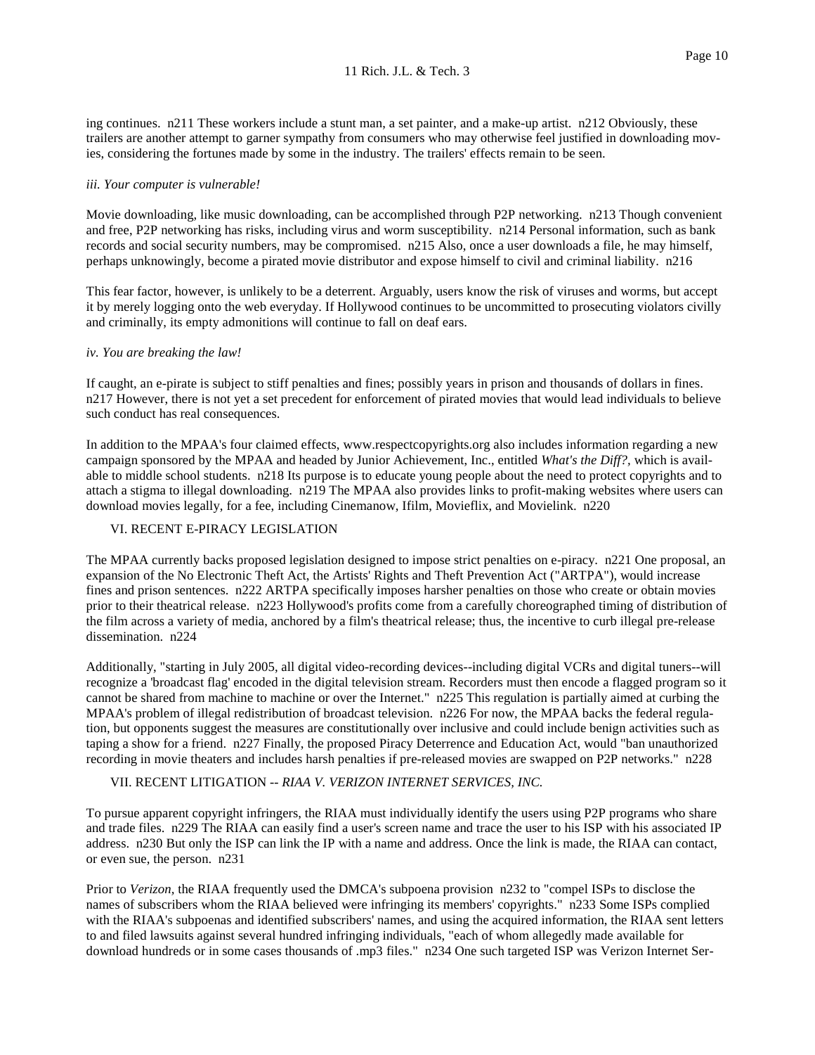ing continues. n211 These workers include a stunt man, a set painter, and a make-up artist. n212 Obviously, these trailers are another attempt to garner sympathy from consumers who may otherwise feel justified in downloading movies, considering the fortunes made by some in the industry. The trailers' effects remain to be seen.

*iii. Your computer is vulnerable!*

Movie downloading, like music downloading, can be accomplished through P2P networking. n213 Though convenient and free, P2P networking has risks, including virus and worm susceptibility. n214 Personal information, such as bank records and social security numbers, may be compromised. n215 Also, once a user downloads a file, he may himself, perhaps unknowingly, become a pirated movie distributor and expose himself to civil and criminal liability. n216

This fear factor, however, is unlikely to be a deterrent. Arguably, users know the risk of viruses and worms, but accept it by merely logging onto the web everyday. If Hollywood continues to be uncommitted to prosecuting violators civilly and criminally, its empty admonitions will continue to fall on deaf ears.

*iv. You are breaking the law!*

If caught, an e-pirate is subject to stiff penalties and fines; possibly years in prison and thousands of dollars in fines. n217 However, there is not yet a set precedent for enforcement of pirated movies that would lead individuals to believe such conduct has real consequences.

In addition to the MPAA's four claimed effects, www.respectcopyrights.org also includes information regarding a new campaign sponsored by the MPAA and headed by Junior Achievement, Inc., entitled *What's the Diff?*, which is available to middle school students. n218 Its purpose is to educate young people about the need to protect copyrights and to attach a stigma to illegal downloading. n219 The MPAA also provides links to profit-making websites where users can download movies legally, for a fee, including Cinemanow, Ifilm, Movieflix, and Movielink. n220

## VI. RECENT E-PIRACY LEGISLATION

The MPAA currently backs proposed legislation designed to impose strict penalties on e-piracy. n221 One proposal, an expansion of the No Electronic Theft Act, the Artists' Rights and Theft Prevention Act ("ARTPA"), would increase fines and prison sentences. n222 ARTPA specifically imposes harsher penalties on those who create or obtain movies prior to their theatrical release. n223 Hollywood's profits come from a carefully choreographed timing of distribution of the film across a variety of media, anchored by a film's theatrical release; thus, the incentive to curb illegal pre-release dissemination. n224

Additionally, "starting in July 2005, all digital video-recording devices--including digital VCRs and digital tuners--will recognize a 'broadcast flag' encoded in the digital television stream. Recorders must then encode a flagged program so it cannot be shared from machine to machine or over the Internet." n225 This regulation is partially aimed at curbing the MPAA's problem of illegal redistribution of broadcast television. n226 For now, the MPAA backs the federal regulation, but opponents suggest the measures are constitutionally over inclusive and could include benign activities such as taping a show for a friend. n227 Finally, the proposed Piracy Deterrence and Education Act, would "ban unauthorized recording in movie theaters and includes harsh penalties if pre-released movies are swapped on P2P networks." n228

## VII. RECENT LITIGATION -- *RIAA V. VERIZON INTERNET SERVICES, INC.*

To pursue apparent copyright infringers, the RIAA must individually identify the users using P2P programs who share and trade files. n229 The RIAA can easily find a user's screen name and trace the user to his ISP with his associated IP address. n230 But only the ISP can link the IP with a name and address. Once the link is made, the RIAA can contact, or even sue, the person. n231

Prior to *Verizon*, the RIAA frequently used the DMCA's subpoena provision n232 to "compel ISPs to disclose the names of subscribers whom the RIAA believed were infringing its members' copyrights." n233 Some ISPs complied with the RIAA's subpoenas and identified subscribers' names, and using the acquired information, the RIAA sent letters to and filed lawsuits against several hundred infringing individuals, "each of whom allegedly made available for download hundreds or in some cases thousands of .mp3 files." n234 One such targeted ISP was Verizon Internet Ser-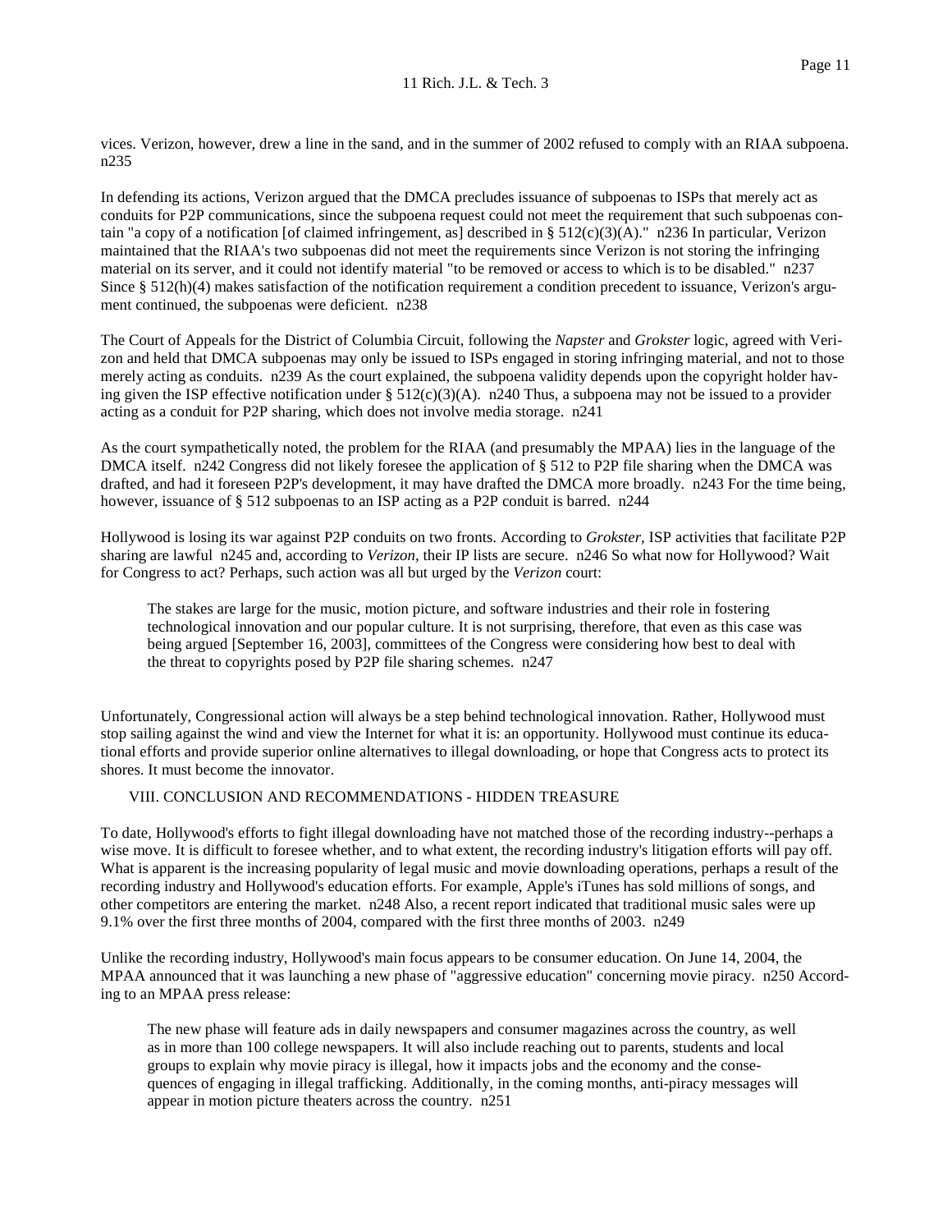vices. Verizon, however, drew a line in the sand, and in the summer of 2002 refused to comply with an RIAA subpoena. n235

In defending its actions, Verizon argued that the DMCA precludes issuance of subpoenas to ISPs that merely act as conduits for P2P communications, since the subpoena request could not meet the requirement that such subpoenas contain "a copy of a notification [of claimed infringement, as] described in § 512(c)(3)(A)." n236 In particular, Verizon maintained that the RIAA's two subpoenas did not meet the requirements since Verizon is not storing the infringing material on its server, and it could not identify material "to be removed or access to which is to be disabled." n237 Since § 512(h)(4) makes satisfaction of the notification requirement a condition precedent to issuance, Verizon's argument continued, the subpoenas were deficient. n238

The Court of Appeals for the District of Columbia Circuit, following the *Napster* and *Grokster* logic, agreed with Verizon and held that DMCA subpoenas may only be issued to ISPs engaged in storing infringing material, and not to those merely acting as conduits. n239 As the court explained, the subpoena validity depends upon the copyright holder having given the ISP effective notification under § 512(c)(3)(A). n240 Thus, a subpoena may not be issued to a provider acting as a conduit for P2P sharing, which does not involve media storage. n241

As the court sympathetically noted, the problem for the RIAA (and presumably the MPAA) lies in the language of the DMCA itself. n242 Congress did not likely foresee the application of § 512 to P2P file sharing when the DMCA was drafted, and had it foreseen P2P's development, it may have drafted the DMCA more broadly. n243 For the time being, however, issuance of § 512 subpoenas to an ISP acting as a P2P conduit is barred. n244

Hollywood is losing its war against P2P conduits on two fronts. According to *Grokster,* ISP activities that facilitate P2P sharing are lawful n245 and, according to *Verizon,* their IP lists are secure. n246 So what now for Hollywood? Wait for Congress to act? Perhaps, such action was all but urged by the *Verizon* court:

> The stakes are large for the music, motion picture, and software industries and their role in fostering technological innovation and our popular culture. It is not surprising, therefore, that even as this case was being argued [September 16, 2003], committees of the Congress were considering how best to deal with the threat to copyrights posed by P2P file sharing schemes. n247

Unfortunately, Congressional action will always be a step behind technological innovation. Rather, Hollywood must stop sailing against the wind and view the Internet for what it is: an opportunity. Hollywood must continue its educational efforts and provide superior online alternatives to illegal downloading, or hope that Congress acts to protect its shores. It must become the innovator.

## VIII. CONCLUSION AND RECOMMENDATIONS - HIDDEN TREASURE

To date, Hollywood's efforts to fight illegal downloading have not matched those of the recording industry--perhaps a wise move. It is difficult to foresee whether, and to what extent, the recording industry's litigation efforts will pay off. What is apparent is the increasing popularity of legal music and movie downloading operations, perhaps a result of the recording industry and Hollywood's education efforts. For example, Apple's iTunes has sold millions of songs, and other competitors are entering the market. n248 Also, a recent report indicated that traditional music sales were up 9.1% over the first three months of 2004, compared with the first three months of 2003. n249

Unlike the recording industry, Hollywood's main focus appears to be consumer education. On June 14, 2004, the MPAA announced that it was launching a new phase of "aggressive education" concerning movie piracy. n250 According to an MPAA press release:

> The new phase will feature ads in daily newspapers and consumer magazines across the country, as well as in more than 100 college newspapers. It will also include reaching out to parents, students and local groups to explain why movie piracy is illegal, how it impacts jobs and the economy and the consequences of engaging in illegal trafficking. Additionally, in the coming months, anti-piracy messages will appear in motion picture theaters across the country. n251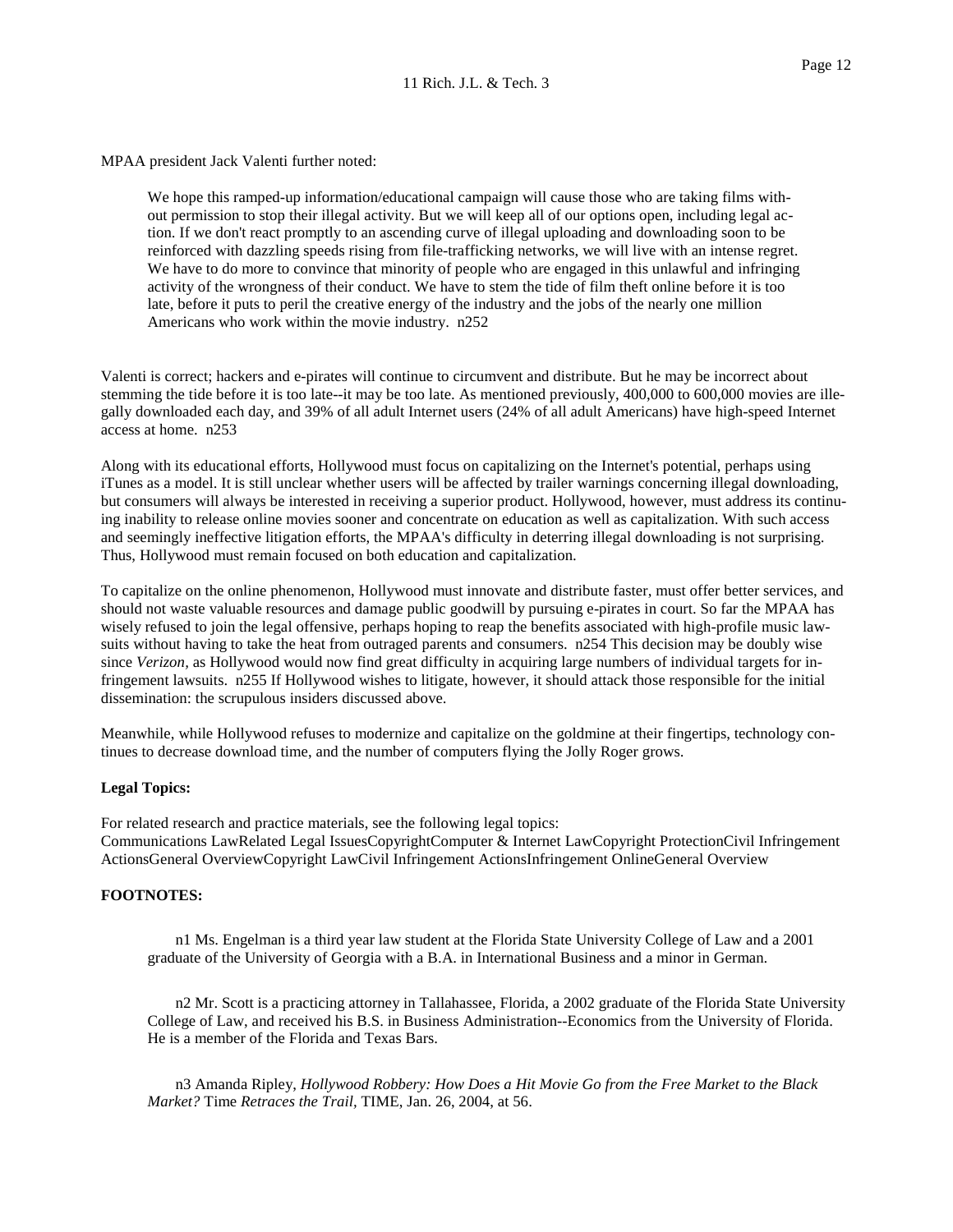MPAA president Jack Valenti further noted:

> We hope this ramped-up information/educational campaign will cause those who are taking films without permission to stop their illegal activity. But we will keep all of our options open, including legal action. If we don't react promptly to an ascending curve of illegal uploading and downloading soon to be reinforced with dazzling speeds rising from file-trafficking networks, we will live with an intense regret. We have to do more to convince that minority of people who are engaged in this unlawful and infringing activity of the wrongness of their conduct. We have to stem the tide of film theft online before it is too late, before it puts to peril the creative energy of the industry and the jobs of the nearly one million Americans who work within the movie industry. n252

Valenti is correct; hackers and e-pirates will continue to circumvent and distribute. But he may be incorrect about stemming the tide before it is too late--it may be too late. As mentioned previously, 400,000 to 600,000 movies are illegally downloaded each day, and 39% of all adult Internet users (24% of all adult Americans) have high-speed Internet access at home. n253

Along with its educational efforts, Hollywood must focus on capitalizing on the Internet's potential, perhaps using iTunes as a model. It is still unclear whether users will be affected by trailer warnings concerning illegal downloading, but consumers will always be interested in receiving a superior product. Hollywood, however, must address its continuing inability to release online movies sooner and concentrate on education as well as capitalization. With such access and seemingly ineffective litigation efforts, the MPAA's difficulty in deterring illegal downloading is not surprising. Thus, Hollywood must remain focused on both education and capitalization.

To capitalize on the online phenomenon, Hollywood must innovate and distribute faster, must offer better services, and should not waste valuable resources and damage public goodwill by pursuing e-pirates in court. So far the MPAA has wisely refused to join the legal offensive, perhaps hoping to reap the benefits associated with high-profile music lawsuits without having to take the heat from outraged parents and consumers. n254 This decision may be doubly wise since *Verizon*, as Hollywood would now find great difficulty in acquiring large numbers of individual targets for infringement lawsuits. n255 If Hollywood wishes to litigate, however, it should attack those responsible for the initial dissemination: the scrupulous insiders discussed above.

Meanwhile, while Hollywood refuses to modernize and capitalize on the goldmine at their fingertips, technology continues to decrease download time, and the number of computers flying the Jolly Roger grows.

**Legal Topics:**

For related research and practice materials, see the following legal topics:
Communications LawRelated Legal IssuesCopyrightComputer & Internet LawCopyright ProtectionCivil Infringement ActionsGeneral OverviewCopyright LawCivil Infringement ActionsInfringement OnlineGeneral Overview

**FOOTNOTES:**

n1 Ms. Engelman is a third year law student at the Florida State University College of Law and a 2001 graduate of the University of Georgia with a B.A. in International Business and a minor in German.

n2 Mr. Scott is a practicing attorney in Tallahassee, Florida, a 2002 graduate of the Florida State University College of Law, and received his B.S. in Business Administration--Economics from the University of Florida. He is a member of the Florida and Texas Bars.

n3 Amanda Ripley, *Hollywood Robbery: How Does a Hit Movie Go from the Free Market to the Black Market?* Time *Retraces the Trail*, TIME, Jan. 26, 2004, at 56.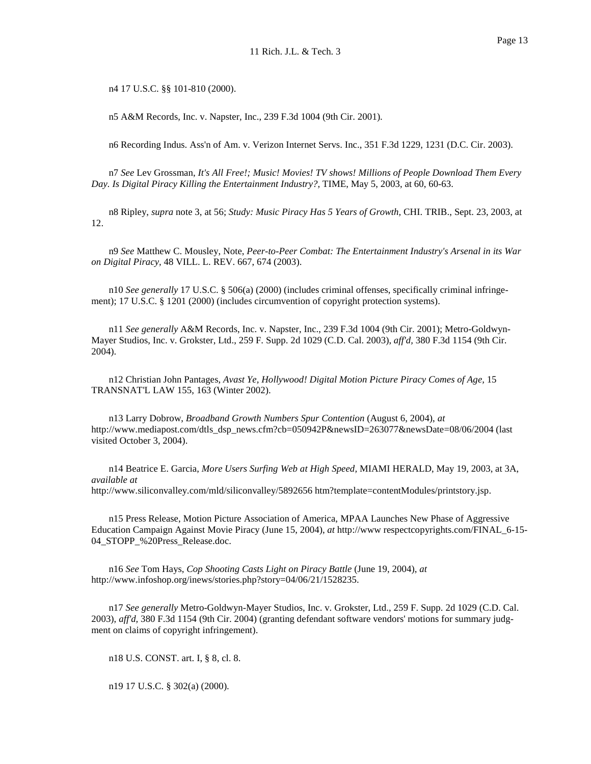n4 17 U.S.C. §§ 101-810 (2000).

n5 A&M Records, Inc. v. Napster, Inc., 239 F.3d 1004 (9th Cir. 2001).

n6 Recording Indus. Ass'n of Am. v. Verizon Internet Servs. Inc., 351 F.3d 1229, 1231 (D.C. Cir. 2003).

n7 *See* Lev Grossman, *It's All Free!; Music! Movies! TV shows! Millions of People Download Them Every Day. Is Digital Piracy Killing the Entertainment Industry?,* TIME, May 5, 2003, at 60, 60-63.

n8 Ripley, *supra* note 3, at 56; *Study: Music Piracy Has 5 Years of Growth,* CHI. TRIB., Sept. 23, 2003, at 12.

n9 *See* Matthew C. Mousley, Note, *Peer-to-Peer Combat: The Entertainment Industry's Arsenal in its War on Digital Piracy,* 48 VILL. L. REV. 667, 674 (2003).

n10 *See generally* 17 U.S.C. § 506(a) (2000) (includes criminal offenses, specifically criminal infringement); 17 U.S.C. § 1201 (2000) (includes circumvention of copyright protection systems).

n11 *See generally* A&M Records, Inc. v. Napster, Inc., 239 F.3d 1004 (9th Cir. 2001); Metro-Goldwyn-Mayer Studios, Inc. v. Grokster, Ltd., 259 F. Supp. 2d 1029 (C.D. Cal. 2003), *aff'd,* 380 F.3d 1154 (9th Cir. 2004).

n12 Christian John Pantages, *Avast Ye, Hollywood! Digital Motion Picture Piracy Comes of Age,* 15 TRANSNAT'L LAW 155, 163 (Winter 2002).

n13 Larry Dobrow, *Broadband Growth Numbers Spur Contention* (August 6, 2004), *at* http://www.mediapost.com/dtls_dsp_news.cfm?cb=050942P&newsID=263077&newsDate=08/06/2004 (last visited October 3, 2004).

n14 Beatrice E. Garcia, *More Users Surfing Web at High Speed,* MIAMI HERALD, May 19, 2003, at 3A, *available at* http://www.siliconvalley.com/mld/siliconvalley/5892656 htm?template=contentModules/printstory.jsp.

n15 Press Release, Motion Picture Association of America, MPAA Launches New Phase of Aggressive Education Campaign Against Movie Piracy (June 15, 2004), *at* http://www respectcopyrights.com/FINAL_6-15-04_STOPP_%20Press_Release.doc.

n16 *See* Tom Hays, *Cop Shooting Casts Light on Piracy Battle* (June 19, 2004), *at* http://www.infoshop.org/inews/stories.php?story=04/06/21/1528235.

n17 *See generally* Metro-Goldwyn-Mayer Studios, Inc. v. Grokster, Ltd., 259 F. Supp. 2d 1029 (C.D. Cal. 2003), *aff'd,* 380 F.3d 1154 (9th Cir. 2004) (granting defendant software vendors' motions for summary judgment on claims of copyright infringement).

n18 U.S. CONST. art. I, § 8, cl. 8.

n19 17 U.S.C. § 302(a) (2000).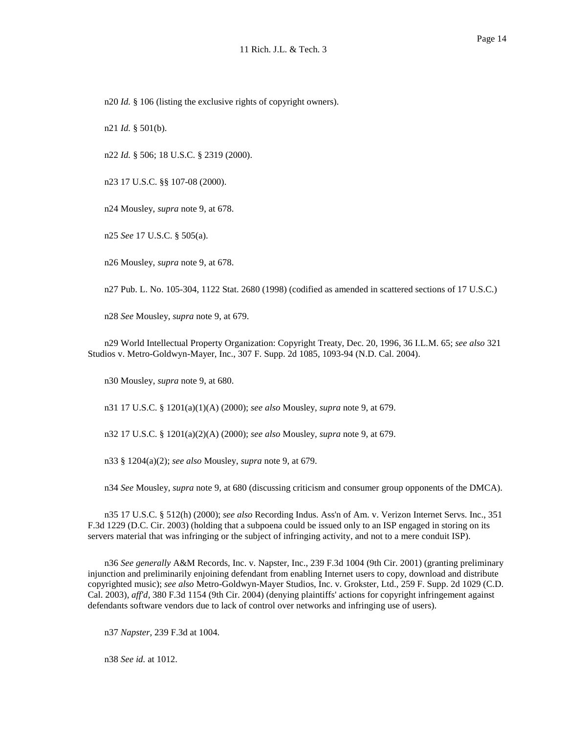n20 *Id.* § 106 (listing the exclusive rights of copyright owners).

n21 *Id.* § 501(b).

n22 *Id.* § 506; 18 U.S.C. § 2319 (2000).

n23 17 U.S.C. §§ 107-08 (2000).

n24 Mousley, *supra* note 9, at 678.

n25 *See* 17 U.S.C. § 505(a).

n26 Mousley, *supra* note 9, at 678.

n27 Pub. L. No. 105-304, 1122 Stat. 2680 (1998) (codified as amended in scattered sections of 17 U.S.C.)

n28 *See* Mousley, *supra* note 9, at 679.

n29 World Intellectual Property Organization: Copyright Treaty, Dec. 20, 1996, 36 I.L.M. 65; *see also* 321 Studios v. Metro-Goldwyn-Mayer, Inc., 307 F. Supp. 2d 1085, 1093-94 (N.D. Cal. 2004).

n30 Mousley, *supra* note 9, at 680.

n31 17 U.S.C. § 1201(a)(1)(A) (2000); *see also* Mousley, *supra* note 9, at 679.

n32 17 U.S.C. § 1201(a)(2)(A) (2000); *see also* Mousley, *supra* note 9, at 679.

n33 § 1204(a)(2); *see also* Mousley, *supra* note 9, at 679.

n34 *See* Mousley, *supra* note 9, at 680 (discussing criticism and consumer group opponents of the DMCA).

n35 17 U.S.C. § 512(h) (2000); *see also* Recording Indus. Ass'n of Am. v. Verizon Internet Servs. Inc., 351 F.3d 1229 (D.C. Cir. 2003) (holding that a subpoena could be issued only to an ISP engaged in storing on its servers material that was infringing or the subject of infringing activity, and not to a mere conduit ISP).

n36 *See generally* A&M Records, Inc. v. Napster, Inc., 239 F.3d 1004 (9th Cir. 2001) (granting preliminary injunction and preliminarily enjoining defendant from enabling Internet users to copy, download and distribute copyrighted music); *see also* Metro-Goldwyn-Mayer Studios, Inc. v. Grokster, Ltd., 259 F. Supp. 2d 1029 (C.D. Cal. 2003), *aff'd*, 380 F.3d 1154 (9th Cir. 2004) (denying plaintiffs' actions for copyright infringement against defendants software vendors due to lack of control over networks and infringing use of users).

n37 *Napster*, 239 F.3d at 1004.

n38 *See id.* at 1012.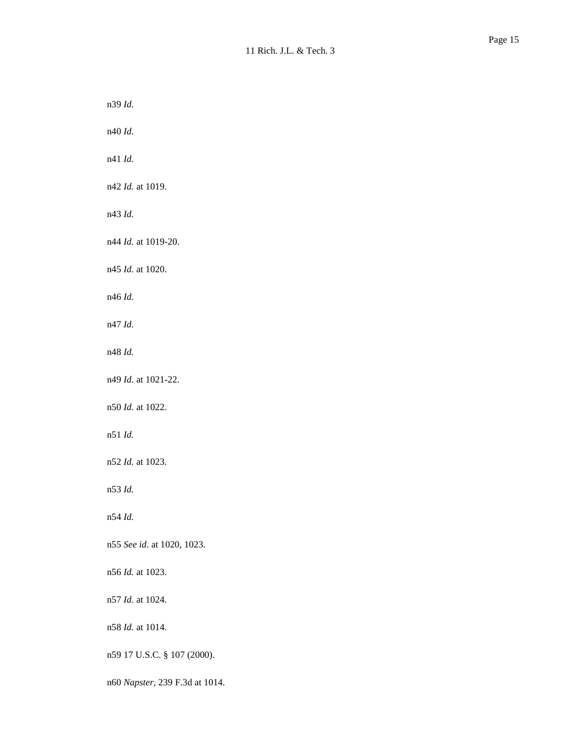n39 *Id.*

n40 *Id.*

n41 *Id.*

n42 *Id.* at 1019.

n43 *Id.*

n44 *Id.* at 1019-20.

n45 *Id.* at 1020.

n46 *Id.*

n47 *Id.*

n48 *Id.*

n49 *Id.* at 1021-22.

n50 *Id.* at 1022.

n51 *Id.*

n52 *Id.* at 1023.

n53 *Id.*

n54 *Id.*

n55 *See id.* at 1020, 1023.

n56 *Id.* at 1023.

n57 *Id.* at 1024.

n58 *Id.* at 1014.

n59 17 U.S.C. § 107 (2000).

n60 *Napster*, 239 F.3d at 1014.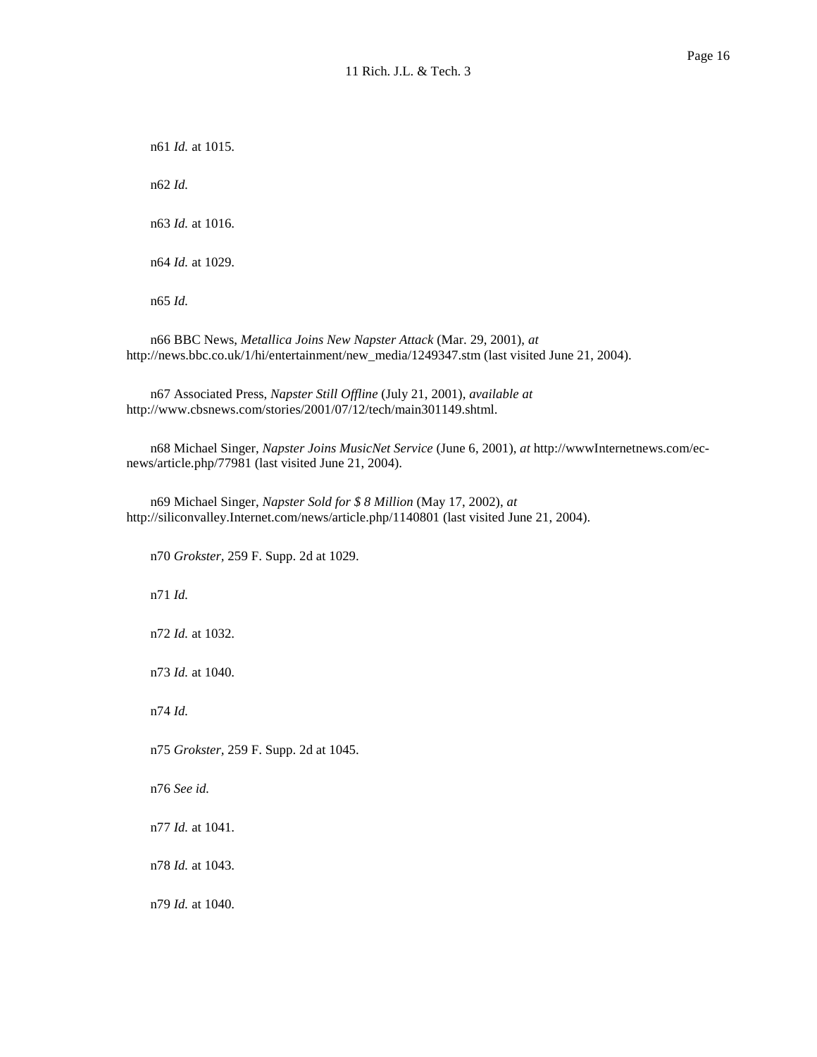n61 *Id.* at 1015.

n62 *Id.*

n63 *Id.* at 1016.

n64 *Id.* at 1029.

n65 *Id.*

n66 BBC News, *Metallica Joins New Napster Attack* (Mar. 29, 2001), *at* http://news.bbc.co.uk/1/hi/entertainment/new_media/1249347.stm (last visited June 21, 2004).

n67 Associated Press, *Napster Still Offline* (July 21, 2001), *available at* http://www.cbsnews.com/stories/2001/07/12/tech/main301149.shtml.

n68 Michael Singer, *Napster Joins MusicNet Service* (June 6, 2001), *at* http://wwwInternetnews.com/ec-news/article.php/77981 (last visited June 21, 2004).

n69 Michael Singer, *Napster Sold for $ 8 Million* (May 17, 2002), *at* http://siliconvalley.Internet.com/news/article.php/1140801 (last visited June 21, 2004).

n70 *Grokster*, 259 F. Supp. 2d at 1029.

n71 *Id.*

n72 *Id.* at 1032.

n73 *Id.* at 1040.

n74 *Id.*

n75 *Grokster*, 259 F. Supp. 2d at 1045.

n76 *See id.*

n77 *Id.* at 1041.

n78 *Id.* at 1043.

n79 *Id.* at 1040.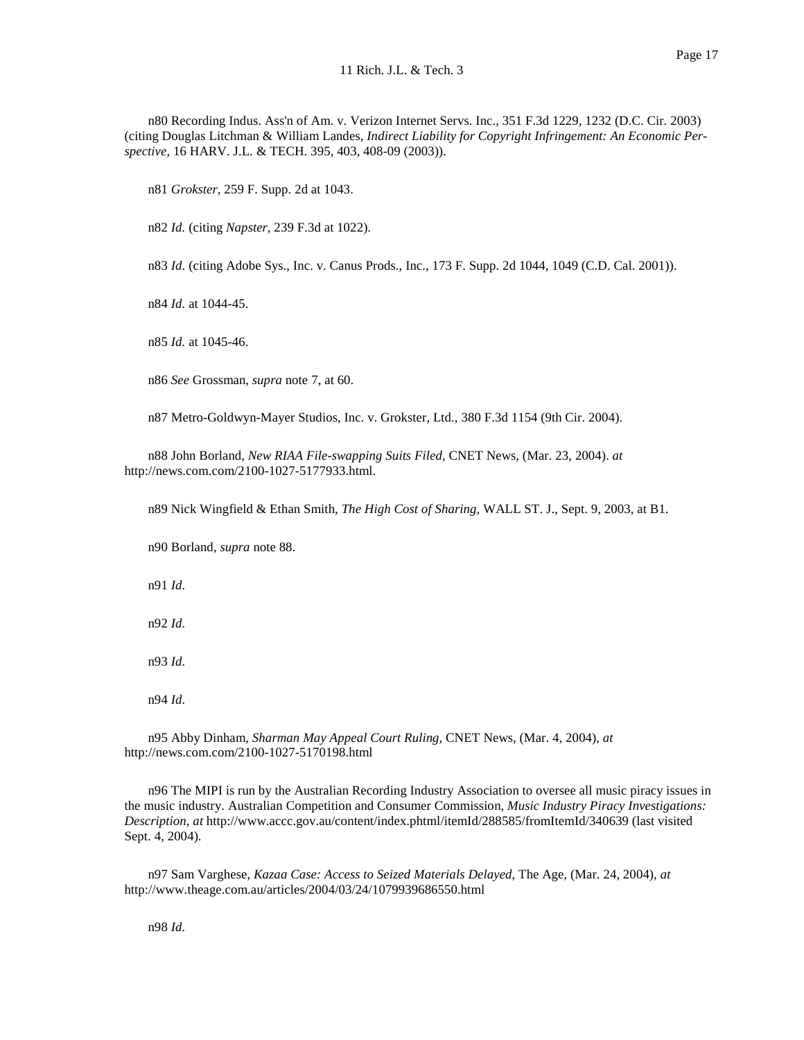n80 Recording Indus. Ass'n of Am. v. Verizon Internet Servs. Inc., 351 F.3d 1229, 1232 (D.C. Cir. 2003) (citing Douglas Litchman & William Landes, *Indirect Liability for Copyright Infringement: An Economic Perspective,* 16 HARV. J.L. & TECH. 395, 403, 408-09 (2003)).

n81 *Grokster,* 259 F. Supp. 2d at 1043.

n82 *Id.* (citing *Napster,* 239 F.3d at 1022).

n83 *Id.* (citing Adobe Sys., Inc. v. Canus Prods., Inc., 173 F. Supp. 2d 1044, 1049 (C.D. Cal. 2001)).

n84 *Id.* at 1044-45.

n85 *Id.* at 1045-46.

n86 *See* Grossman, *supra* note 7, at 60.

n87 Metro-Goldwyn-Mayer Studios, Inc. v. Grokster, Ltd., 380 F.3d 1154 (9th Cir. 2004).

n88 John Borland, *New RIAA File-swapping Suits Filed,* CNET News, (Mar. 23, 2004). *at* http://news.com.com/2100-1027-5177933.html.

n89 Nick Wingfield & Ethan Smith, *The High Cost of Sharing,* WALL ST. J., Sept. 9, 2003, at B1.

n90 Borland, *supra* note 88.

n91 *Id.*

n92 *Id.*

n93 *Id.*

n94 *Id.*

n95 Abby Dinham, *Sharman May Appeal Court Ruling,* CNET News, (Mar. 4, 2004), *at* http://news.com.com/2100-1027-5170198.html

n96 The MIPI is run by the Australian Recording Industry Association to oversee all music piracy issues in the music industry. Australian Competition and Consumer Commission, *Music Industry Piracy Investigations: Description, at* http://www.accc.gov.au/content/index.phtml/itemId/288585/fromItemId/340639 (last visited Sept. 4, 2004).

n97 Sam Varghese, *Kazaa Case: Access to Seized Materials Delayed,* The Age, (Mar. 24, 2004), *at* http://www.theage.com.au/articles/2004/03/24/1079939686550.html

n98 *Id.*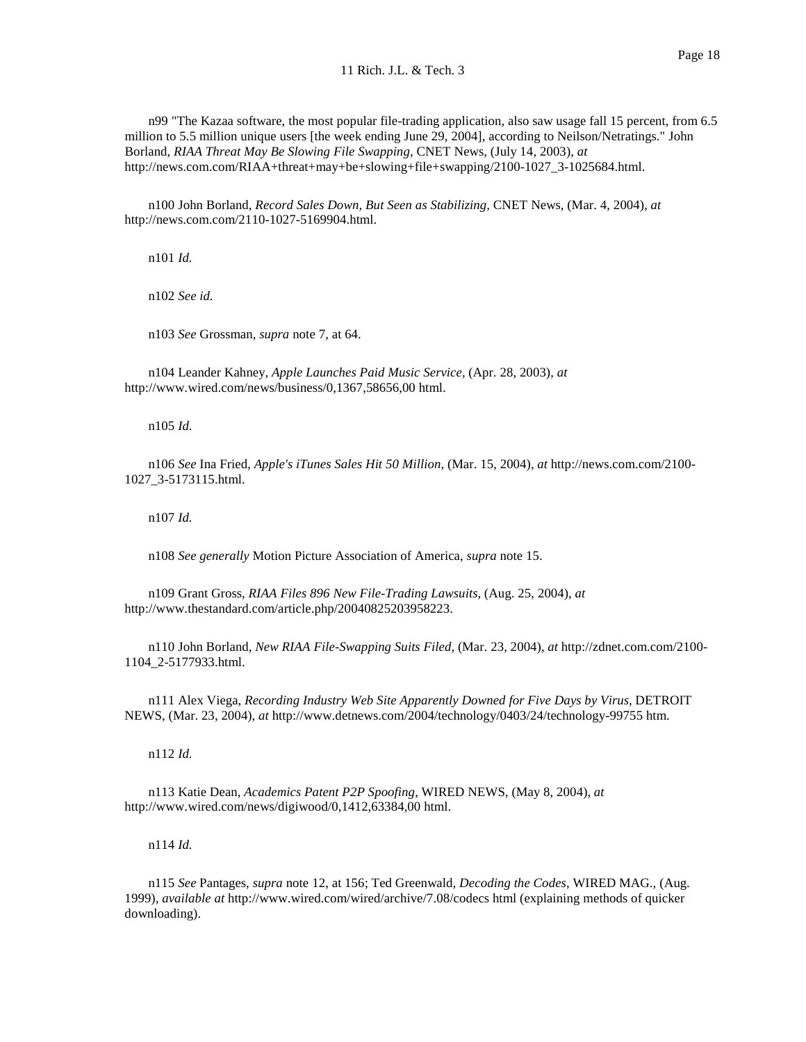n99 "The Kazaa software, the most popular file-trading application, also saw usage fall 15 percent, from 6.5 million to 5.5 million unique users [the week ending June 29, 2004], according to Neilson/Netratings." John Borland, *RIAA Threat May Be Slowing File Swapping*, CNET News, (July 14, 2003), *at* http://news.com.com/RIAA+threat+may+be+slowing+file+swapping/2100-1027_3-1025684.html.

n100 John Borland, *Record Sales Down, But Seen as Stabilizing*, CNET News, (Mar. 4, 2004), *at* http://news.com.com/2110-1027-5169904.html.

n101 *Id.*

n102 *See id.*

n103 *See* Grossman, *supra* note 7, at 64.

n104 Leander Kahney, *Apple Launches Paid Music Service*, (Apr. 28, 2003), *at* http://www.wired.com/news/business/0,1367,58656,00 html.

n105 *Id.*

n106 *See* Ina Fried, *Apple's iTunes Sales Hit 50 Million*, (Mar. 15, 2004), *at* http://news.com.com/2100-1027_3-5173115.html.

n107 *Id.*

n108 *See generally* Motion Picture Association of America, *supra* note 15.

n109 Grant Gross, *RIAA Files 896 New File-Trading Lawsuits*, (Aug. 25, 2004), *at* http://www.thestandard.com/article.php/20040825203958223.

n110 John Borland, *New RIAA File-Swapping Suits Filed*, (Mar. 23, 2004), *at* http://zdnet.com.com/2100-1104_2-5177933.html.

n111 Alex Viega, *Recording Industry Web Site Apparently Downed for Five Days by Virus*, DETROIT NEWS, (Mar. 23, 2004), *at* http://www.detnews.com/2004/technology/0403/24/technology-99755 htm.

n112 *Id.*

n113 Katie Dean, *Academics Patent P2P Spoofing*, WIRED NEWS, (May 8, 2004), *at* http://www.wired.com/news/digiwood/0,1412,63384,00 html.

n114 *Id.*

n115 *See* Pantages, *supra* note 12, at 156; Ted Greenwald, *Decoding the Codes*, WIRED MAG., (Aug. 1999), *available at* http://www.wired.com/wired/archive/7.08/codecs html (explaining methods of quicker downloading).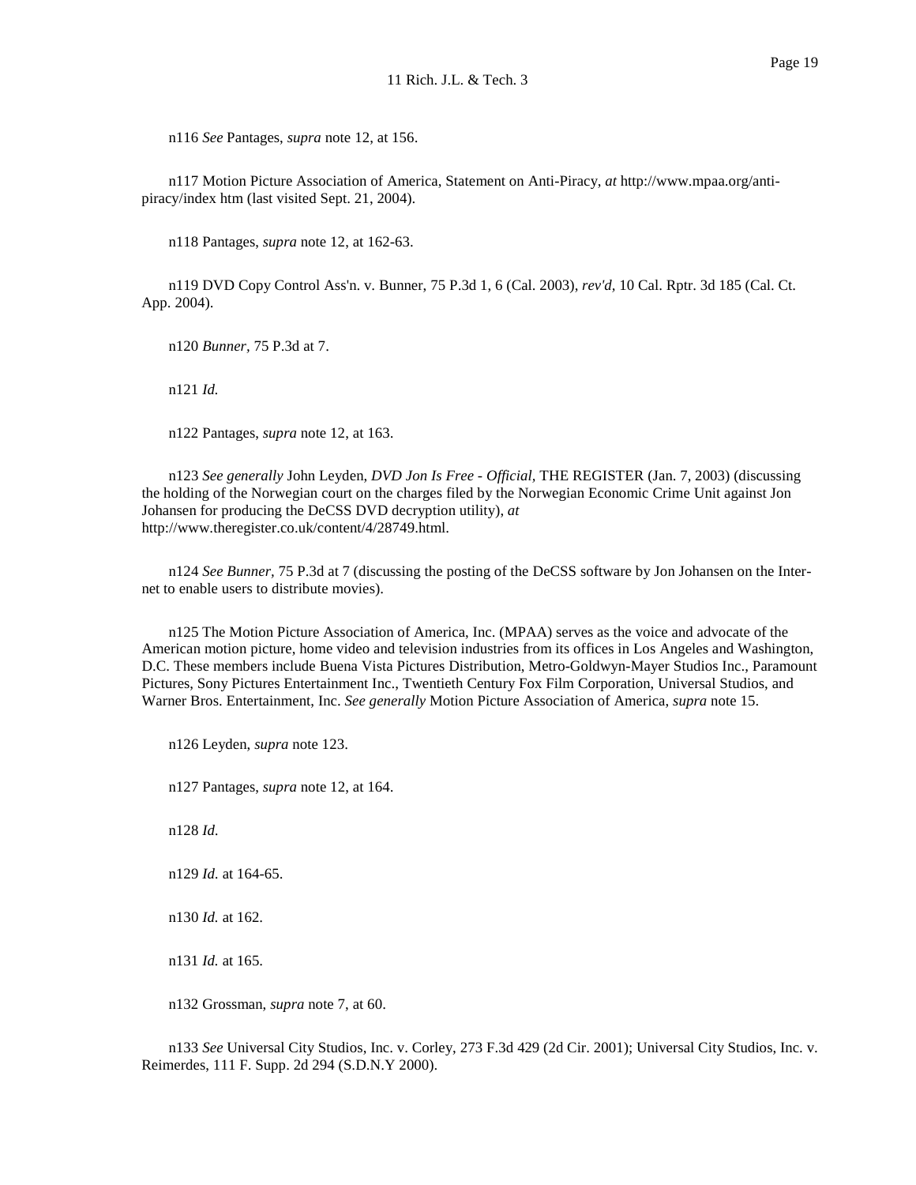n116 *See* Pantages, *supra* note 12, at 156.

n117 Motion Picture Association of America, Statement on Anti-Piracy, *at* http://www.mpaa.org/anti-piracy/index htm (last visited Sept. 21, 2004).

n118 Pantages, *supra* note 12, at 162-63.

n119 DVD Copy Control Ass'n. v. Bunner, 75 P.3d 1, 6 (Cal. 2003), *rev'd,* 10 Cal. Rptr. 3d 185 (Cal. Ct. App. 2004).

n120 *Bunner*, 75 P.3d at 7.

n121 *Id.*

n122 Pantages, *supra* note 12, at 163.

n123 *See generally* John Leyden, *DVD Jon Is Free - Official*, THE REGISTER (Jan. 7, 2003) (discussing the holding of the Norwegian court on the charges filed by the Norwegian Economic Crime Unit against Jon Johansen for producing the DeCSS DVD decryption utility), *at* http://www.theregister.co.uk/content/4/28749.html.

n124 *See Bunner*, 75 P.3d at 7 (discussing the posting of the DeCSS software by Jon Johansen on the Internet to enable users to distribute movies).

n125 The Motion Picture Association of America, Inc. (MPAA) serves as the voice and advocate of the American motion picture, home video and television industries from its offices in Los Angeles and Washington, D.C. These members include Buena Vista Pictures Distribution, Metro-Goldwyn-Mayer Studios Inc., Paramount Pictures, Sony Pictures Entertainment Inc., Twentieth Century Fox Film Corporation, Universal Studios, and Warner Bros. Entertainment, Inc. *See generally* Motion Picture Association of America, *supra* note 15.

n126 Leyden, *supra* note 123.

n127 Pantages, *supra* note 12, at 164.

n128 *Id.*

n129 *Id.* at 164-65.

n130 *Id.* at 162.

n131 *Id.* at 165.

n132 Grossman, *supra* note 7, at 60.

n133 *See* Universal City Studios, Inc. v. Corley, 273 F.3d 429 (2d Cir. 2001); Universal City Studios, Inc. v. Reimerdes, 111 F. Supp. 2d 294 (S.D.N.Y 2000).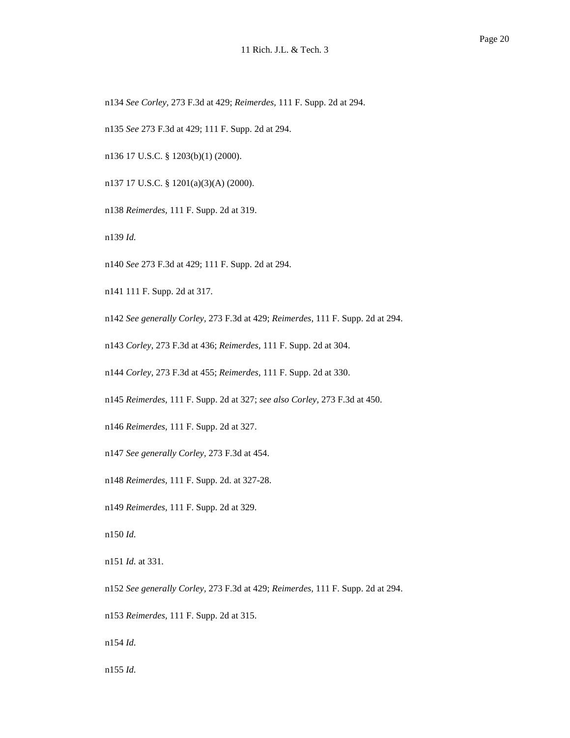n134 *See Corley,* 273 F.3d at 429; *Reimerdes,* 111 F. Supp. 2d at 294.

n135 *See* 273 F.3d at 429; 111 F. Supp. 2d at 294.

n136 17 U.S.C. § 1203(b)(1) (2000).

n137 17 U.S.C. § 1201(a)(3)(A) (2000).

n138 *Reimerdes,* 111 F. Supp. 2d at 319.

n139 *Id.*

n140 *See* 273 F.3d at 429; 111 F. Supp. 2d at 294.

n141 111 F. Supp. 2d at 317.

n142 *See generally Corley,* 273 F.3d at 429; *Reimerdes,* 111 F. Supp. 2d at 294.

n143 *Corley,* 273 F.3d at 436; *Reimerdes,* 111 F. Supp. 2d at 304.

n144 *Corley,* 273 F.3d at 455; *Reimerdes,* 111 F. Supp. 2d at 330.

n145 *Reimerdes,* 111 F. Supp. 2d at 327; *see also Corley,* 273 F.3d at 450.

n146 *Reimerdes,* 111 F. Supp. 2d at 327.

n147 *See generally Corley,* 273 F.3d at 454.

n148 *Reimerdes,* 111 F. Supp. 2d. at 327-28.

n149 *Reimerdes,* 111 F. Supp. 2d at 329.

n150 *Id.*

n151 *Id.* at 331.

n152 *See generally Corley,* 273 F.3d at 429; *Reimerdes,* 111 F. Supp. 2d at 294.

n153 *Reimerdes,* 111 F. Supp. 2d at 315.

n154 *Id.*

n155 *Id.*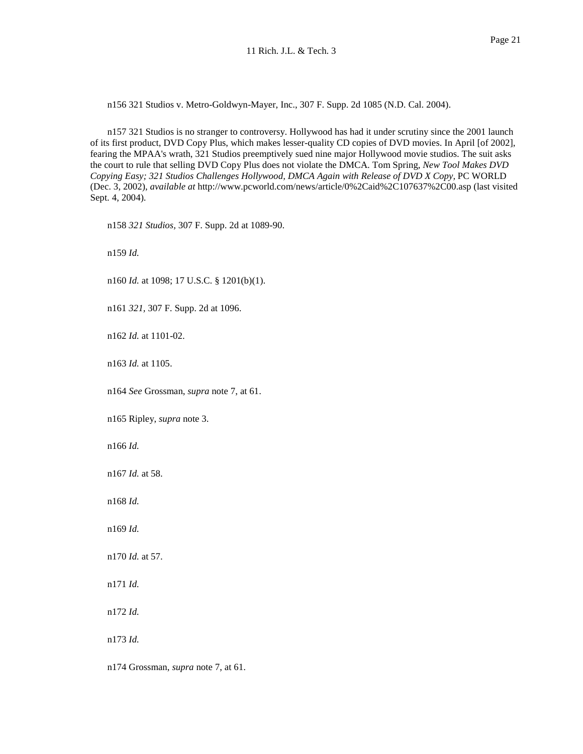n156 321 Studios v. Metro-Goldwyn-Mayer, Inc., 307 F. Supp. 2d 1085 (N.D. Cal. 2004).

n157 321 Studios is no stranger to controversy. Hollywood has had it under scrutiny since the 2001 launch of its first product, DVD Copy Plus, which makes lesser-quality CD copies of DVD movies. In April [of 2002], fearing the MPAA's wrath, 321 Studios preemptively sued nine major Hollywood movie studios. The suit asks the court to rule that selling DVD Copy Plus does not violate the DMCA. Tom Spring, *New Tool Makes DVD Copying Easy; 321 Studios Challenges Hollywood, DMCA Again with Release of DVD X Copy,* PC WORLD (Dec. 3, 2002), *available at* http://www.pcworld.com/news/article/0%2Caid%2C107637%2C00.asp (last visited Sept. 4, 2004).

n158 *321 Studios,* 307 F. Supp. 2d at 1089-90.

n159 *Id.*

n160 *Id.* at 1098; 17 U.S.C. § 1201(b)(1).

n161 *321,* 307 F. Supp. 2d at 1096.

n162 *Id.* at 1101-02.

n163 *Id.* at 1105.

n164 *See* Grossman, *supra* note 7, at 61.

n165 Ripley, *supra* note 3.

n166 *Id.*

n167 *Id.* at 58.

n168 *Id.*

n169 *Id.*

n170 *Id.* at 57.

n171 *Id.*

n172 *Id.*

n173 *Id.*

n174 Grossman, *supra* note 7, at 61.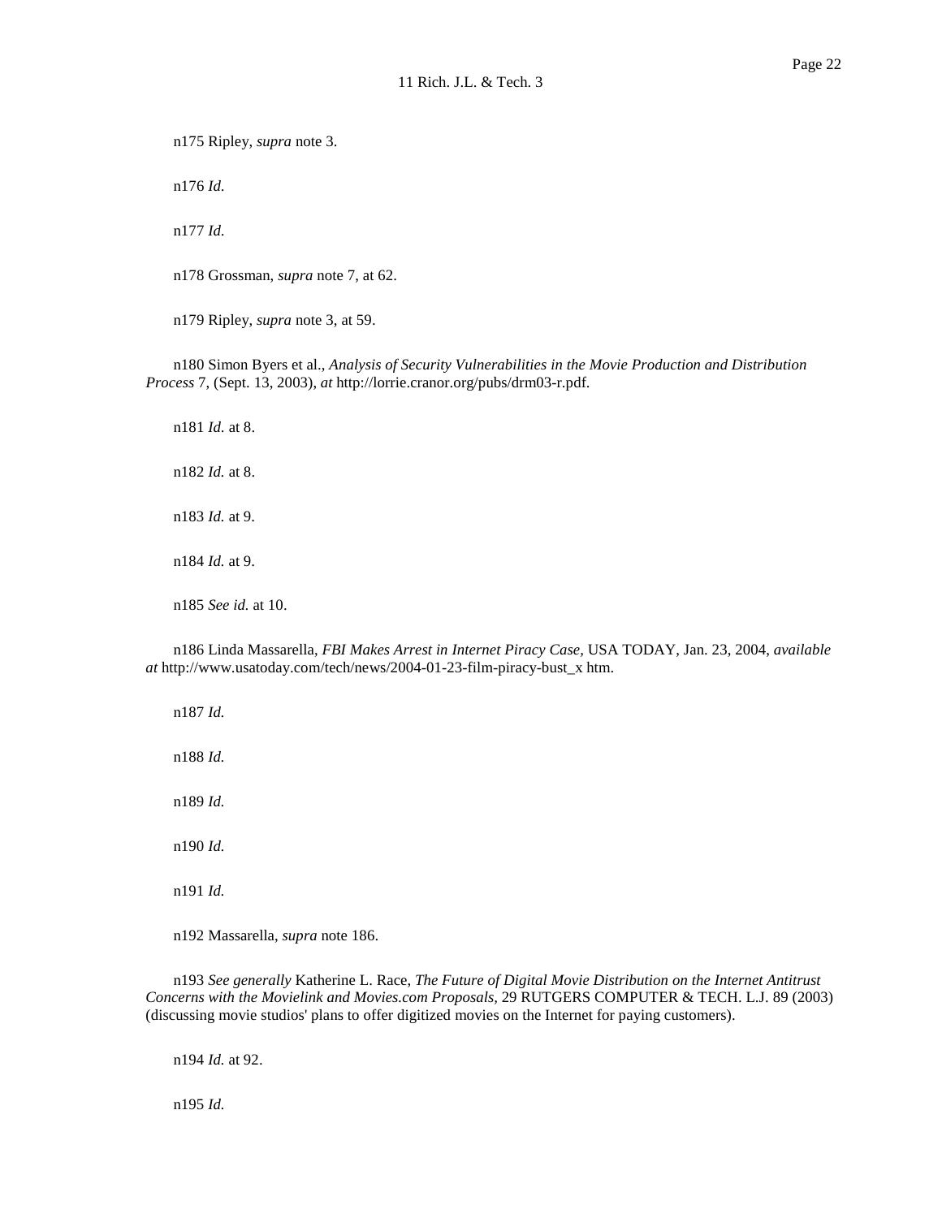n175 Ripley, *supra* note 3.

n176 *Id.*

n177 *Id.*

n178 Grossman, *supra* note 7, at 62.

n179 Ripley, *supra* note 3, at 59.

n180 Simon Byers et al., *Analysis of Security Vulnerabilities in the Movie Production and Distribution Process* 7, (Sept. 13, 2003), *at* http://lorrie.cranor.org/pubs/drm03-r.pdf.

n181 *Id.* at 8.

n182 *Id.* at 8.

n183 *Id.* at 9.

n184 *Id.* at 9.

n185 *See id.* at 10.

n186 Linda Massarella, *FBI Makes Arrest in Internet Piracy Case,* USA TODAY, Jan. 23, 2004, *available at* http://www.usatoday.com/tech/news/2004-01-23-film-piracy-bust_x htm.

n187 *Id.*

n188 *Id.*

n189 *Id.*

n190 *Id.*

n191 *Id.*

n192 Massarella, *supra* note 186.

n193 *See generally* Katherine L. Race, *The Future of Digital Movie Distribution on the Internet Antitrust Concerns with the Movielink and Movies.com Proposals,* 29 RUTGERS COMPUTER & TECH. L.J. 89 (2003) (discussing movie studios' plans to offer digitized movies on the Internet for paying customers).

n194 *Id.* at 92.

n195 *Id.*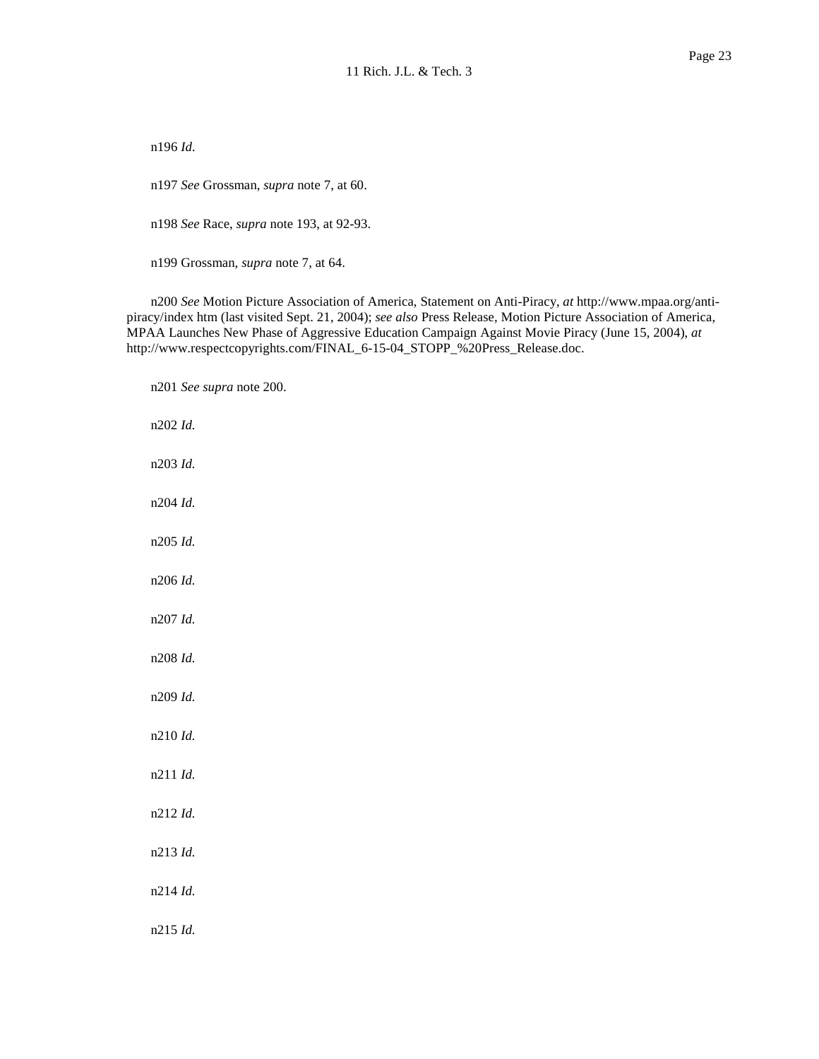n196 *Id.*

n197 *See* Grossman, *supra* note 7, at 60.

n198 *See* Race, *supra* note 193, at 92-93.

n199 Grossman, *supra* note 7, at 64.

n200 *See* Motion Picture Association of America, Statement on Anti-Piracy, *at* http://www.mpaa.org/anti-piracy/index htm (last visited Sept. 21, 2004); *see also* Press Release, Motion Picture Association of America, MPAA Launches New Phase of Aggressive Education Campaign Against Movie Piracy (June 15, 2004), *at* http://www.respectcopyrights.com/FINAL_6-15-04_STOPP_%20Press_Release.doc.

n201 *See supra* note 200.

n202 *Id.*

n203 *Id.*

n204 *Id.*

n205 *Id.*

n206 *Id.*

n207 *Id.*

n208 *Id.*

n209 *Id.*

n210 *Id.*

n211 *Id.*

n212 *Id.*

n213 *Id.*

n214 *Id.*

n215 *Id.*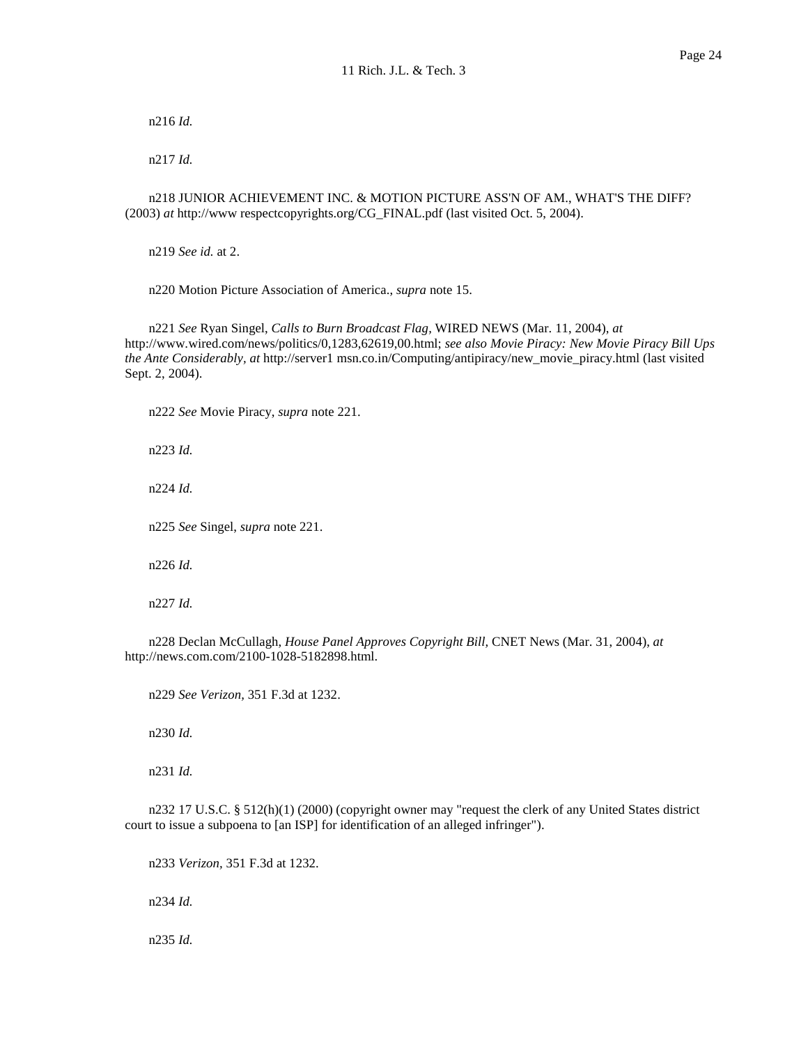n216 *Id.*

n217 *Id.*

n218 JUNIOR ACHIEVEMENT INC. & MOTION PICTURE ASS'N OF AM., WHAT'S THE DIFF? (2003) *at* http://www respectcopyrights.org/CG_FINAL.pdf (last visited Oct. 5, 2004).

n219 *See id.* at 2.

n220 Motion Picture Association of America., *supra* note 15.

n221 *See* Ryan Singel, *Calls to Burn Broadcast Flag*, WIRED NEWS (Mar. 11, 2004), *at* http://www.wired.com/news/politics/0,1283,62619,00.html; *see also Movie Piracy: New Movie Piracy Bill Ups the Ante Considerably*, *at* http://server1 msn.co.in/Computing/antipiracy/new_movie_piracy.html (last visited Sept. 2, 2004).

n222 *See* Movie Piracy, *supra* note 221.

n223 *Id.*

n224 *Id.*

n225 *See* Singel, *supra* note 221.

n226 *Id.*

n227 *Id.*

n228 Declan McCullagh, *House Panel Approves Copyright Bill*, CNET News (Mar. 31, 2004), *at* http://news.com.com/2100-1028-5182898.html.

n229 *See Verizon*, 351 F.3d at 1232.

n230 *Id.*

n231 *Id.*

n232 17 U.S.C. § 512(h)(1) (2000) (copyright owner may "request the clerk of any United States district court to issue a subpoena to [an ISP] for identification of an alleged infringer").

n233 *Verizon*, 351 F.3d at 1232.

n234 *Id.*

n235 *Id.*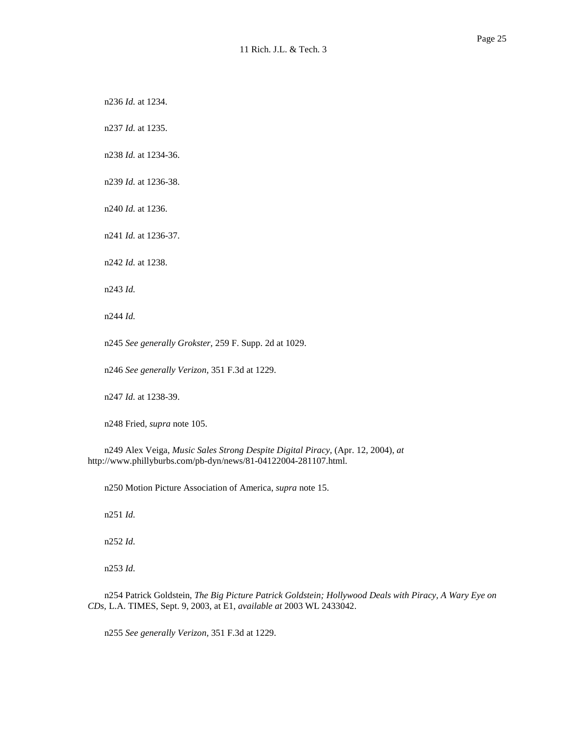n236 *Id.* at 1234.

n237 *Id.* at 1235.

n238 *Id.* at 1234-36.

n239 *Id.* at 1236-38.

n240 *Id.* at 1236.

n241 *Id.* at 1236-37.

n242 *Id.* at 1238.

n243 *Id.*

n244 *Id.*

n245 *See generally Grokster,* 259 F. Supp. 2d at 1029.

n246 *See generally Verizon,* 351 F.3d at 1229.

n247 *Id*. at 1238-39.

n248 Fried, *supra* note 105.

n249 Alex Veiga, *Music Sales Strong Despite Digital Piracy,* (Apr. 12, 2004), *at* http://www.phillyburbs.com/pb-dyn/news/81-04122004-281107.html.

n250 Motion Picture Association of America, *supra* note 15.

n251 *Id*.

n252 *Id*.

n253 *Id*.

n254 Patrick Goldstein, *The Big Picture Patrick Goldstein; Hollywood Deals with Piracy, A Wary Eye on CDs,* L.A. TIMES, Sept. 9, 2003, at E1, *available at* 2003 WL 2433042.

n255 *See generally Verizon,* 351 F.3d at 1229.